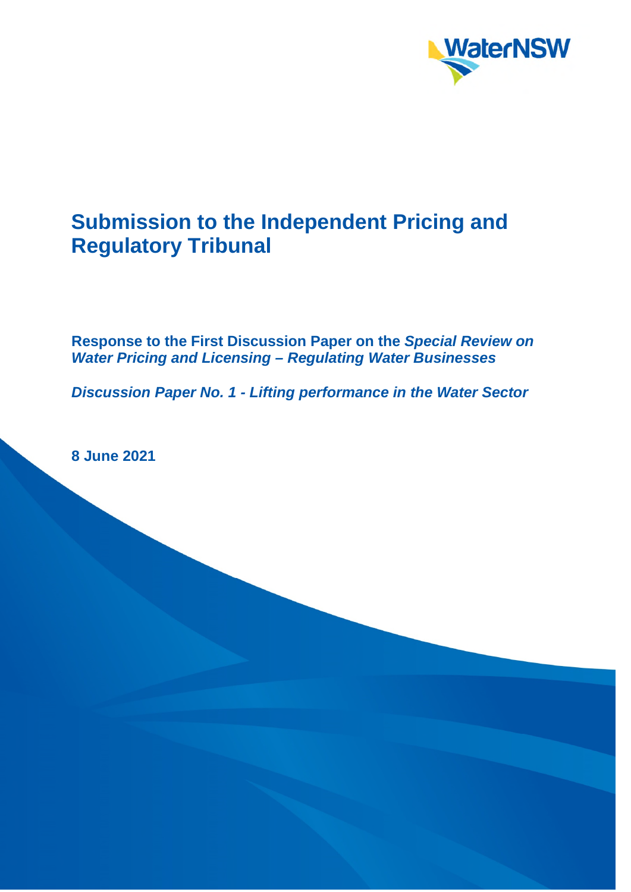# Submission to the Independent Pricing and Regulatory Tribunal

**Response to the First Discussion Paper on the *Special Review on Water Pricing and Licensing – Regulating Water Businesses***

***Discussion Paper No. 1 - Lifting performance in the Water Sector***

**8 June 2021**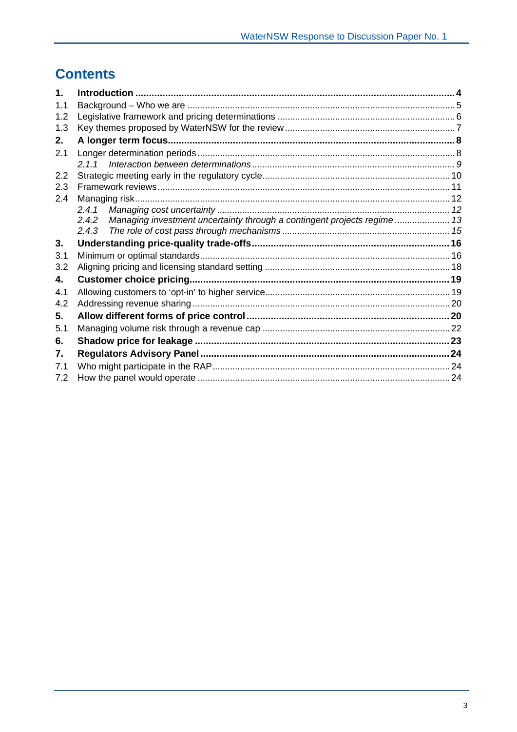# Contents

**1. Introduction ........................................................................................................ 4**

1.1 Background – Who we are ........................................................................................ 5

1.2 Legislative framework and pricing determinations .................................................... 6

1.3 Key themes proposed by WaterNSW for the review .................................................. 7

**2. A longer term focus........................................................................................... 8**

2.1 Longer determination periods .................................................................................... 8

*2.1.1 Interaction between determinations ............................................................... 9*

2.2 Strategic meeting early in the regulatory cycle......................................................... 10

2.3 Framework reviews................................................................................................... 11

2.4 Managing risk........................................................................................................... 12

*2.4.1 Managing cost uncertainty .......................................................................... 12*

*2.4.2 Managing investment uncertainty through a contingent projects regime ..................... 13*

*2.4.3 The role of cost pass through mechanisms ................................................. 15*

**3. Understanding price-quality trade-offs.......................................................... 16**

3.1 Minimum or optimal standards.................................................................................. 16

3.2 Aligning pricing and licensing standard setting ........................................................ 18

**4. Customer choice pricing.................................................................................. 19**

4.1 Allowing customers to ‘opt-in’ to higher service....................................................... 19

4.2 Addressing revenue sharing ..................................................................................... 20

**5. Allow different forms of price control ............................................................ 20**

5.1 Managing volume risk through a revenue cap ......................................................... 22

**6. Shadow price for leakage ................................................................................ 23**

**7. Regulators Advisory Panel ............................................................................. 24**

7.1 Who might participate in the RAP............................................................................. 24

7.2 How the panel would operate .................................................................................. 24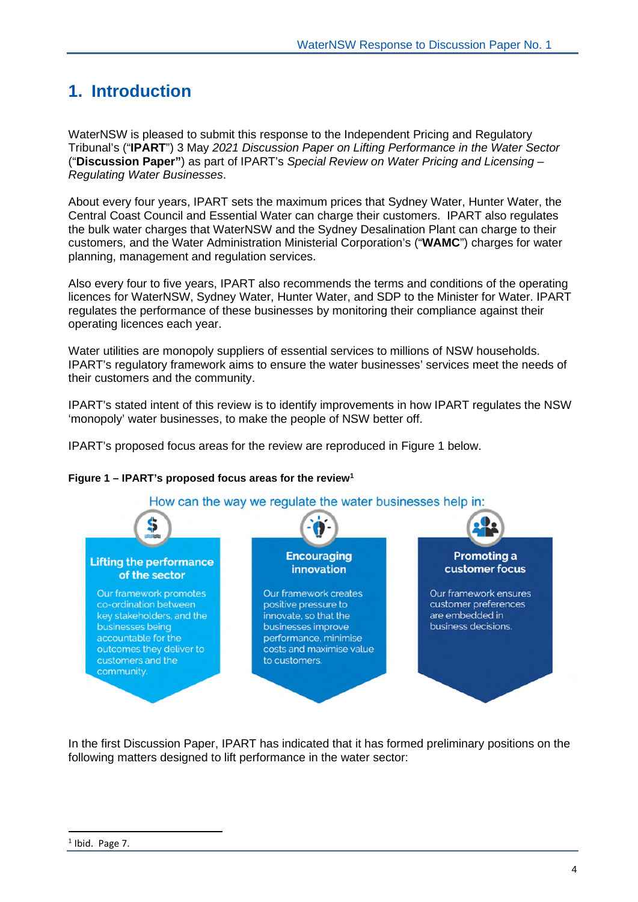# 1. Introduction

WaterNSW is pleased to submit this response to the Independent Pricing and Regulatory Tribunal's ("**IPART**") 3 May *2021 Discussion Paper on Lifting Performance in the Water Sector* ("**Discussion Paper"**) as part of IPART's *Special Review on Water Pricing and Licensing – Regulating Water Businesses*.

About every four years, IPART sets the maximum prices that Sydney Water, Hunter Water, the Central Coast Council and Essential Water can charge their customers. IPART also regulates the bulk water charges that WaterNSW and the Sydney Desalination Plant can charge to their customers, and the Water Administration Ministerial Corporation's ("**WAMC**") charges for water planning, management and regulation services.

Also every four to five years, IPART also recommends the terms and conditions of the operating licences for WaterNSW, Sydney Water, Hunter Water, and SDP to the Minister for Water. IPART regulates the performance of these businesses by monitoring their compliance against their operating licences each year.

Water utilities are monopoly suppliers of essential services to millions of NSW households. IPART's regulatory framework aims to ensure the water businesses' services meet the needs of their customers and the community.

IPART's stated intent of this review is to identify improvements in how IPART regulates the NSW 'monopoly' water businesses, to make the people of NSW better off.

IPART's proposed focus areas for the review are reproduced in Figure 1 below.

**Figure 1 – IPART's proposed focus areas for the review**[1]

How can the way we regulate the water businesses help in:

**Lifting the performance of the sector**
Our framework promotes co-ordination between key stakeholders, and the businesses being accountable for the outcomes they deliver to customers and the community.

**Encouraging innovation**
Our framework creates positive pressure to innovate, so that the businesses improve performance, minimise costs and maximise value to customers.

**Promoting a customer focus**
Our framework ensures customer preferences are embedded in business decisions.

In the first Discussion Paper, IPART has indicated that it has formed preliminary positions on the following matters designed to lift performance in the water sector:

[1] Ibid. Page 7.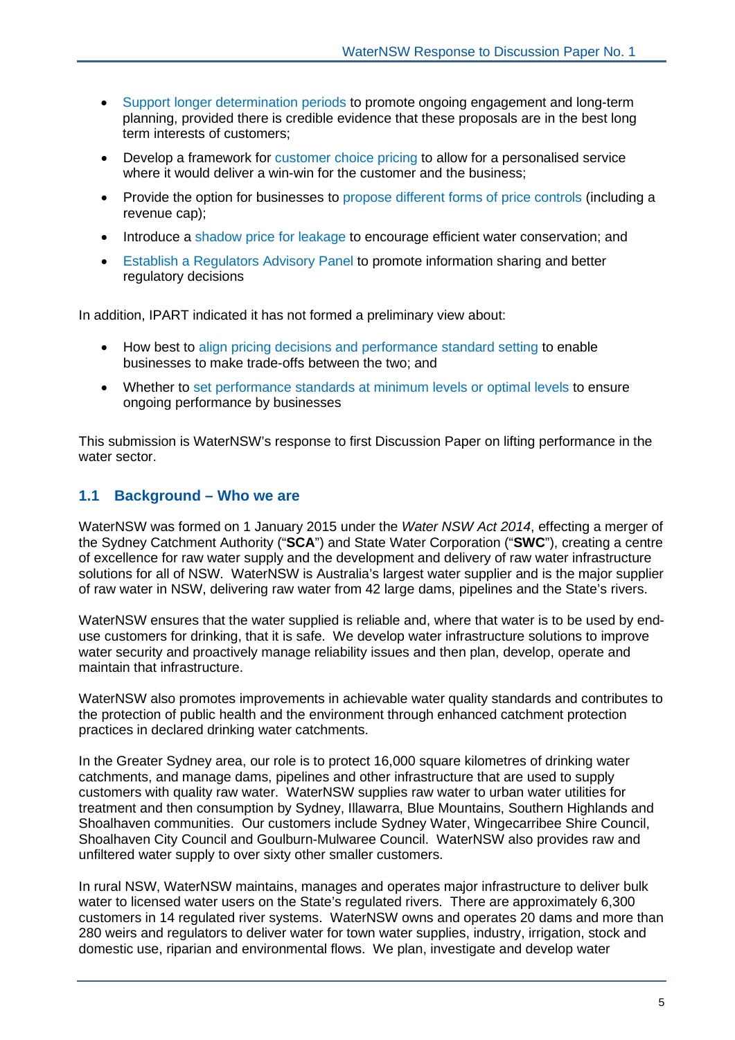- Support longer determination periods to promote ongoing engagement and long-term planning, provided there is credible evidence that these proposals are in the best long term interests of customers;
- Develop a framework for customer choice pricing to allow for a personalised service where it would deliver a win-win for the customer and the business;
- Provide the option for businesses to propose different forms of price controls (including a revenue cap);
- Introduce a shadow price for leakage to encourage efficient water conservation; and
- Establish a Regulators Advisory Panel to promote information sharing and better regulatory decisions

In addition, IPART indicated it has not formed a preliminary view about:

- How best to align pricing decisions and performance standard setting to enable businesses to make trade-offs between the two; and
- Whether to set performance standards at minimum levels or optimal levels to ensure ongoing performance by businesses

This submission is WaterNSW's response to first Discussion Paper on lifting performance in the water sector.

## 1.1 Background – Who we are

WaterNSW was formed on 1 January 2015 under the *Water NSW Act 2014*, effecting a merger of the Sydney Catchment Authority ("**SCA**") and State Water Corporation ("**SWC**"), creating a centre of excellence for raw water supply and the development and delivery of raw water infrastructure solutions for all of NSW. WaterNSW is Australia's largest water supplier and is the major supplier of raw water in NSW, delivering raw water from 42 large dams, pipelines and the State's rivers.

WaterNSW ensures that the water supplied is reliable and, where that water is to be used by end-use customers for drinking, that it is safe. We develop water infrastructure solutions to improve water security and proactively manage reliability issues and then plan, develop, operate and maintain that infrastructure.

WaterNSW also promotes improvements in achievable water quality standards and contributes to the protection of public health and the environment through enhanced catchment protection practices in declared drinking water catchments.

In the Greater Sydney area, our role is to protect 16,000 square kilometres of drinking water catchments, and manage dams, pipelines and other infrastructure that are used to supply customers with quality raw water. WaterNSW supplies raw water to urban water utilities for treatment and then consumption by Sydney, Illawarra, Blue Mountains, Southern Highlands and Shoalhaven communities. Our customers include Sydney Water, Wingecarribee Shire Council, Shoalhaven City Council and Goulburn-Mulwaree Council. WaterNSW also provides raw and unfiltered water supply to over sixty other smaller customers.

In rural NSW, WaterNSW maintains, manages and operates major infrastructure to deliver bulk water to licensed water users on the State's regulated rivers. There are approximately 6,300 customers in 14 regulated river systems. WaterNSW owns and operates 20 dams and more than 280 weirs and regulators to deliver water for town water supplies, industry, irrigation, stock and domestic use, riparian and environmental flows. We plan, investigate and develop water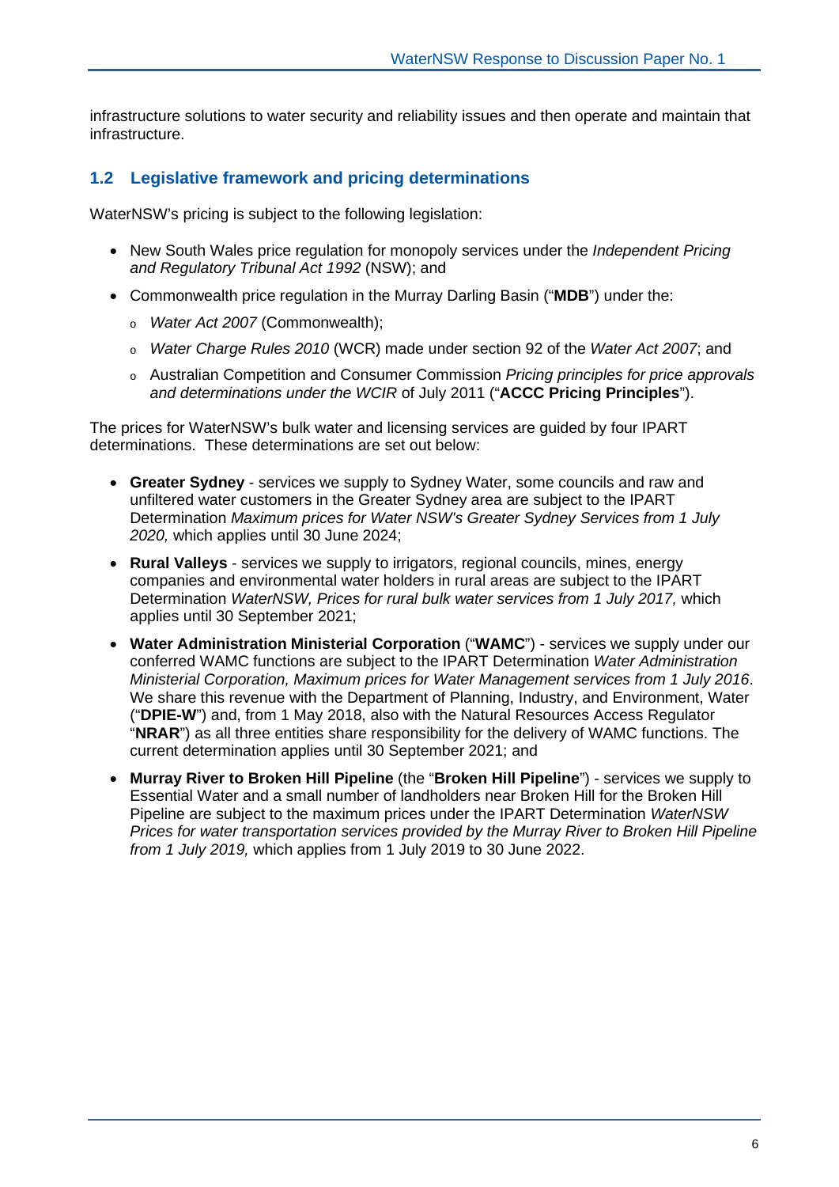infrastructure solutions to water security and reliability issues and then operate and maintain that infrastructure.

## 1.2 Legislative framework and pricing determinations

WaterNSW's pricing is subject to the following legislation:

- New South Wales price regulation for monopoly services under the *Independent Pricing and Regulatory Tribunal Act 1992* (NSW); and
- Commonwealth price regulation in the Murray Darling Basin ("**MDB**") under the:
  - *Water Act 2007* (Commonwealth);
  - *Water Charge Rules 2010* (WCR) made under section 92 of the *Water Act 2007*; and
  - Australian Competition and Consumer Commission *Pricing principles for price approvals and determinations under the WCIR* of July 2011 ("**ACCC Pricing Principles**").

The prices for WaterNSW's bulk water and licensing services are guided by four IPART determinations. These determinations are set out below:

- **Greater Sydney** - services we supply to Sydney Water, some councils and raw and unfiltered water customers in the Greater Sydney area are subject to the IPART Determination *Maximum prices for Water NSW's Greater Sydney Services from 1 July 2020,* which applies until 30 June 2024;
- **Rural Valleys** - services we supply to irrigators, regional councils, mines, energy companies and environmental water holders in rural areas are subject to the IPART Determination *WaterNSW, Prices for rural bulk water services from 1 July 2017,* which applies until 30 September 2021;
- **Water Administration Ministerial Corporation** ("**WAMC**") - services we supply under our conferred WAMC functions are subject to the IPART Determination *Water Administration Ministerial Corporation, Maximum prices for Water Management services from 1 July 2016*. We share this revenue with the Department of Planning, Industry, and Environment, Water ("**DPIE-W**") and, from 1 May 2018, also with the Natural Resources Access Regulator "**NRAR**") as all three entities share responsibility for the delivery of WAMC functions. The current determination applies until 30 September 2021; and
- **Murray River to Broken Hill Pipeline** (the "**Broken Hill Pipeline**") - services we supply to Essential Water and a small number of landholders near Broken Hill for the Broken Hill Pipeline are subject to the maximum prices under the IPART Determination *WaterNSW Prices for water transportation services provided by the Murray River to Broken Hill Pipeline from 1 July 2019,* which applies from 1 July 2019 to 30 June 2022.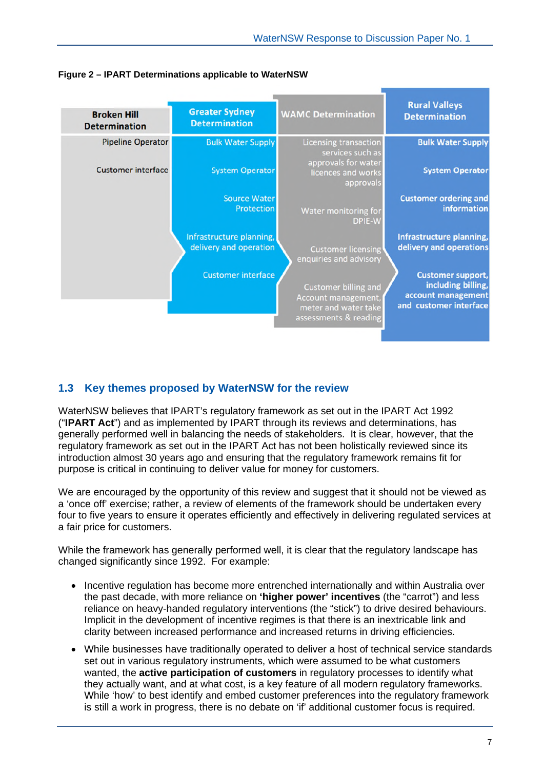**Figure 2 – IPART Determinations applicable to WaterNSW**

| Broken Hill Determination | Greater Sydney Determination | WAMC Determination | Rural Valleys Determination |
|---|---|---|---|
| Pipeline Operator | Bulk Water Supply | Licensing transaction services such as approvals for water licences and works approvals | Bulk Water Supply |
| Customer interface | System Operator | Water monitoring for DPIE-W | System Operator |
| | Source Water Protection | Customer licensing enquiries and advisory | Customer ordering and information |
| | Infrastructure planning, delivery and operation | Customer billing and Account management, meter and water take assessments & reading | Infrastructure planning, delivery and operations |
| | Customer interface | | Customer support, including billing, account management and customer interface |

## 1.3 Key themes proposed by WaterNSW for the review

WaterNSW believes that IPART's regulatory framework as set out in the IPART Act 1992 ("**IPART Act**") and as implemented by IPART through its reviews and determinations, has generally performed well in balancing the needs of stakeholders. It is clear, however, that the regulatory framework as set out in the IPART Act has not been holistically reviewed since its introduction almost 30 years ago and ensuring that the regulatory framework remains fit for purpose is critical in continuing to deliver value for money for customers.

We are encouraged by the opportunity of this review and suggest that it should not be viewed as a 'once off' exercise; rather, a review of elements of the framework should be undertaken every four to five years to ensure it operates efficiently and effectively in delivering regulated services at a fair price for customers.

While the framework has generally performed well, it is clear that the regulatory landscape has changed significantly since 1992. For example:

- Incentive regulation has become more entrenched internationally and within Australia over the past decade, with more reliance on **'higher power' incentives** (the "carrot") and less reliance on heavy-handed regulatory interventions (the "stick") to drive desired behaviours. Implicit in the development of incentive regimes is that there is an inextricable link and clarity between increased performance and increased returns in driving efficiencies.
- While businesses have traditionally operated to deliver a host of technical service standards set out in various regulatory instruments, which were assumed to be what customers wanted, the **active participation of customers** in regulatory processes to identify what they actually want, and at what cost, is a key feature of all modern regulatory frameworks. While 'how' to best identify and embed customer preferences into the regulatory framework is still a work in progress, there is no debate on 'if' additional customer focus is required.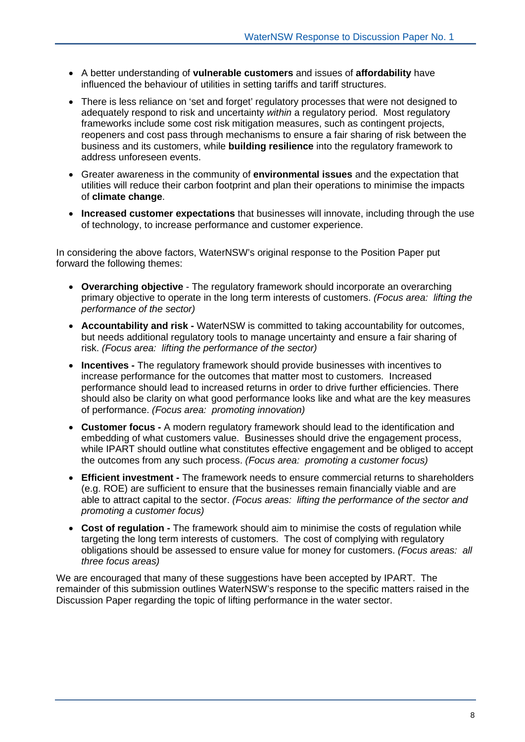- A better understanding of **vulnerable customers** and issues of **affordability** have influenced the behaviour of utilities in setting tariffs and tariff structures.
- There is less reliance on 'set and forget' regulatory processes that were not designed to adequately respond to risk and uncertainty *within* a regulatory period. Most regulatory frameworks include some cost risk mitigation measures, such as contingent projects, reopeners and cost pass through mechanisms to ensure a fair sharing of risk between the business and its customers, while **building resilience** into the regulatory framework to address unforeseen events.
- Greater awareness in the community of **environmental issues** and the expectation that utilities will reduce their carbon footprint and plan their operations to minimise the impacts of **climate change**.
- **Increased customer expectations** that businesses will innovate, including through the use of technology, to increase performance and customer experience.

In considering the above factors, WaterNSW's original response to the Position Paper put forward the following themes:

- **Overarching objective** - The regulatory framework should incorporate an overarching primary objective to operate in the long term interests of customers. *(Focus area: lifting the performance of the sector)*
- **Accountability and risk -** WaterNSW is committed to taking accountability for outcomes, but needs additional regulatory tools to manage uncertainty and ensure a fair sharing of risk. *(Focus area: lifting the performance of the sector)*
- **Incentives -** The regulatory framework should provide businesses with incentives to increase performance for the outcomes that matter most to customers. Increased performance should lead to increased returns in order to drive further efficiencies. There should also be clarity on what good performance looks like and what are the key measures of performance. *(Focus area: promoting innovation)*
- **Customer focus -** A modern regulatory framework should lead to the identification and embedding of what customers value. Businesses should drive the engagement process, while IPART should outline what constitutes effective engagement and be obliged to accept the outcomes from any such process. *(Focus area: promoting a customer focus)*
- **Efficient investment -** The framework needs to ensure commercial returns to shareholders (e.g. ROE) are sufficient to ensure that the businesses remain financially viable and are able to attract capital to the sector. *(Focus areas: lifting the performance of the sector and promoting a customer focus)*
- **Cost of regulation -** The framework should aim to minimise the costs of regulation while targeting the long term interests of customers. The cost of complying with regulatory obligations should be assessed to ensure value for money for customers. *(Focus areas: all three focus areas)*

We are encouraged that many of these suggestions have been accepted by IPART. The remainder of this submission outlines WaterNSW's response to the specific matters raised in the Discussion Paper regarding the topic of lifting performance in the water sector.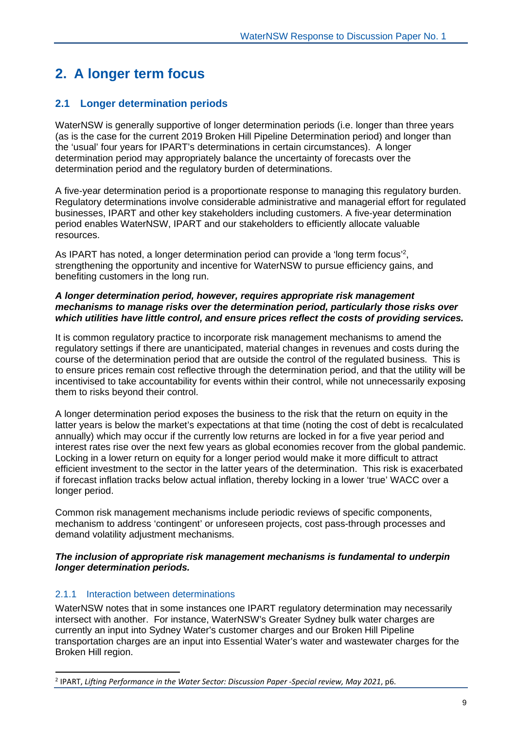# 2. A longer term focus

## 2.1 Longer determination periods

WaterNSW is generally supportive of longer determination periods (i.e. longer than three years (as is the case for the current 2019 Broken Hill Pipeline Determination period) and longer than the 'usual' four years for IPART's determinations in certain circumstances). A longer determination period may appropriately balance the uncertainty of forecasts over the determination period and the regulatory burden of determinations.

A five-year determination period is a proportionate response to managing this regulatory burden. Regulatory determinations involve considerable administrative and managerial effort for regulated businesses, IPART and other key stakeholders including customers. A five-year determination period enables WaterNSW, IPART and our stakeholders to efficiently allocate valuable resources.

As IPART has noted, a longer determination period can provide a 'long term focus'[2], strengthening the opportunity and incentive for WaterNSW to pursue efficiency gains, and benefiting customers in the long run.

***A longer determination period, however, requires appropriate risk management mechanisms to manage risks over the determination period, particularly those risks over which utilities have little control, and ensure prices reflect the costs of providing services.***

It is common regulatory practice to incorporate risk management mechanisms to amend the regulatory settings if there are unanticipated, material changes in revenues and costs during the course of the determination period that are outside the control of the regulated business. This is to ensure prices remain cost reflective through the determination period, and that the utility will be incentivised to take accountability for events within their control, while not unnecessarily exposing them to risks beyond their control.

A longer determination period exposes the business to the risk that the return on equity in the latter years is below the market's expectations at that time (noting the cost of debt is recalculated annually) which may occur if the currently low returns are locked in for a five year period and interest rates rise over the next few years as global economies recover from the global pandemic. Locking in a lower return on equity for a longer period would make it more difficult to attract efficient investment to the sector in the latter years of the determination. This risk is exacerbated if forecast inflation tracks below actual inflation, thereby locking in a lower 'true' WACC over a longer period.

Common risk management mechanisms include periodic reviews of specific components, mechanism to address 'contingent' or unforeseen projects, cost pass-through processes and demand volatility adjustment mechanisms.

***The inclusion of appropriate risk management mechanisms is fundamental to underpin longer determination periods.***

### 2.1.1 Interaction between determinations

WaterNSW notes that in some instances one IPART regulatory determination may necessarily intersect with another. For instance, WaterNSW's Greater Sydney bulk water charges are currently an input into Sydney Water's customer charges and our Broken Hill Pipeline transportation charges are an input into Essential Water's water and wastewater charges for the Broken Hill region.

---

[2] IPART, *Lifting Performance in the Water Sector: Discussion Paper -Special review, May 2021*, p6.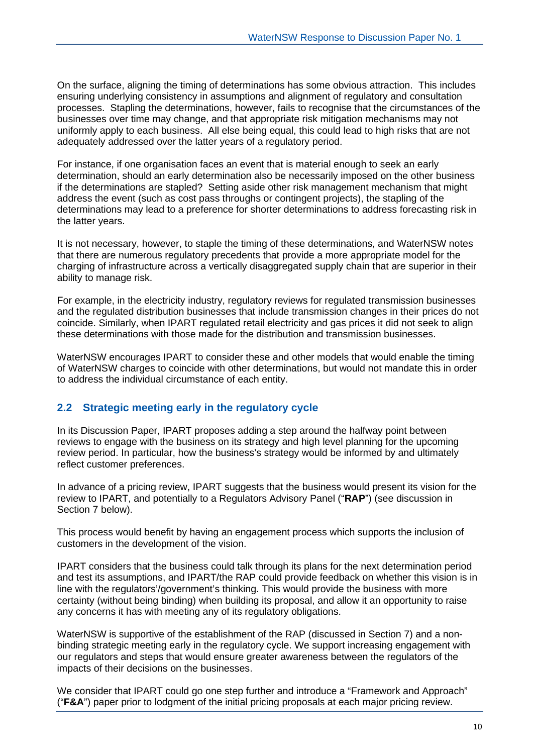On the surface, aligning the timing of determinations has some obvious attraction. This includes ensuring underlying consistency in assumptions and alignment of regulatory and consultation processes. Stapling the determinations, however, fails to recognise that the circumstances of the businesses over time may change, and that appropriate risk mitigation mechanisms may not uniformly apply to each business. All else being equal, this could lead to high risks that are not adequately addressed over the latter years of a regulatory period.

For instance, if one organisation faces an event that is material enough to seek an early determination, should an early determination also be necessarily imposed on the other business if the determinations are stapled? Setting aside other risk management mechanism that might address the event (such as cost pass throughs or contingent projects), the stapling of the determinations may lead to a preference for shorter determinations to address forecasting risk in the latter years.

It is not necessary, however, to staple the timing of these determinations, and WaterNSW notes that there are numerous regulatory precedents that provide a more appropriate model for the charging of infrastructure across a vertically disaggregated supply chain that are superior in their ability to manage risk.

For example, in the electricity industry, regulatory reviews for regulated transmission businesses and the regulated distribution businesses that include transmission changes in their prices do not coincide. Similarly, when IPART regulated retail electricity and gas prices it did not seek to align these determinations with those made for the distribution and transmission businesses.

WaterNSW encourages IPART to consider these and other models that would enable the timing of WaterNSW charges to coincide with other determinations, but would not mandate this in order to address the individual circumstance of each entity.

## 2.2 Strategic meeting early in the regulatory cycle

In its Discussion Paper, IPART proposes adding a step around the halfway point between reviews to engage with the business on its strategy and high level planning for the upcoming review period. In particular, how the business's strategy would be informed by and ultimately reflect customer preferences.

In advance of a pricing review, IPART suggests that the business would present its vision for the review to IPART, and potentially to a Regulators Advisory Panel ("**RAP**") (see discussion in Section 7 below).

This process would benefit by having an engagement process which supports the inclusion of customers in the development of the vision.

IPART considers that the business could talk through its plans for the next determination period and test its assumptions, and IPART/the RAP could provide feedback on whether this vision is in line with the regulators'/government's thinking. This would provide the business with more certainty (without being binding) when building its proposal, and allow it an opportunity to raise any concerns it has with meeting any of its regulatory obligations.

WaterNSW is supportive of the establishment of the RAP (discussed in Section 7) and a non-binding strategic meeting early in the regulatory cycle. We support increasing engagement with our regulators and steps that would ensure greater awareness between the regulators of the impacts of their decisions on the businesses.

We consider that IPART could go one step further and introduce a "Framework and Approach" ("**F&A**") paper prior to lodgment of the initial pricing proposals at each major pricing review.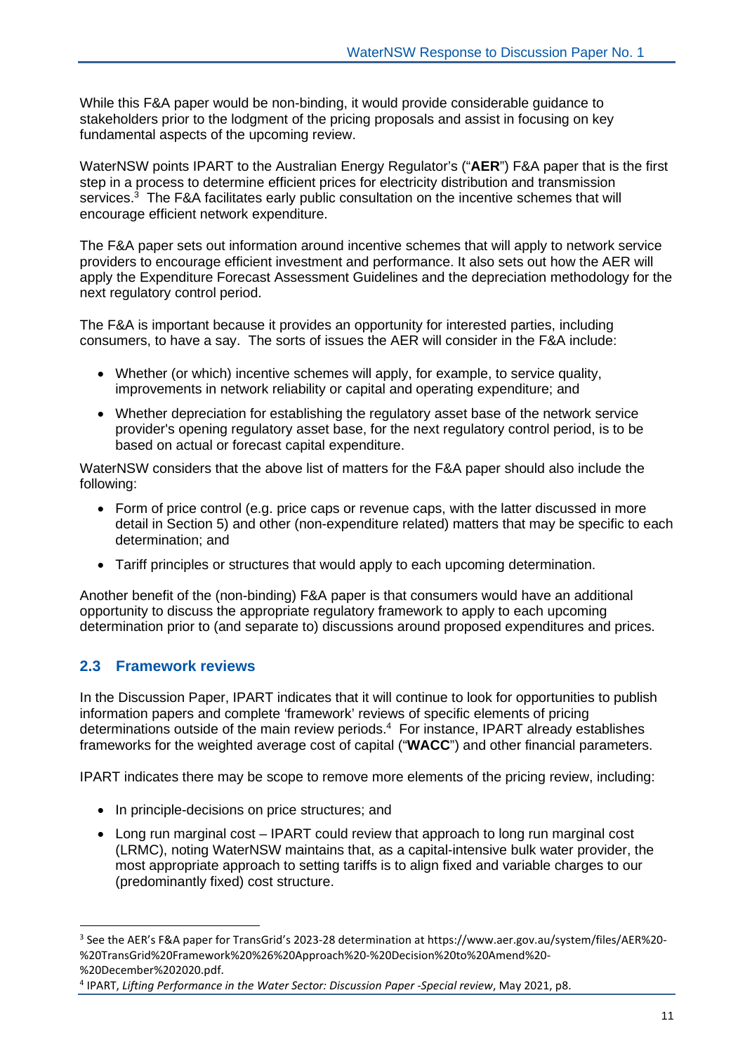While this F&A paper would be non-binding, it would provide considerable guidance to stakeholders prior to the lodgment of the pricing proposals and assist in focusing on key fundamental aspects of the upcoming review.

WaterNSW points IPART to the Australian Energy Regulator's ("**AER**") F&A paper that is the first step in a process to determine efficient prices for electricity distribution and transmission services.[3] The F&A facilitates early public consultation on the incentive schemes that will encourage efficient network expenditure.

The F&A paper sets out information around incentive schemes that will apply to network service providers to encourage efficient investment and performance. It also sets out how the AER will apply the Expenditure Forecast Assessment Guidelines and the depreciation methodology for the next regulatory control period.

The F&A is important because it provides an opportunity for interested parties, including consumers, to have a say. The sorts of issues the AER will consider in the F&A include:

- Whether (or which) incentive schemes will apply, for example, to service quality, improvements in network reliability or capital and operating expenditure; and
- Whether depreciation for establishing the regulatory asset base of the network service provider's opening regulatory asset base, for the next regulatory control period, is to be based on actual or forecast capital expenditure.

WaterNSW considers that the above list of matters for the F&A paper should also include the following:

- Form of price control (e.g. price caps or revenue caps, with the latter discussed in more detail in Section 5) and other (non-expenditure related) matters that may be specific to each determination; and
- Tariff principles or structures that would apply to each upcoming determination.

Another benefit of the (non-binding) F&A paper is that consumers would have an additional opportunity to discuss the appropriate regulatory framework to apply to each upcoming determination prior to (and separate to) discussions around proposed expenditures and prices.

## 2.3 Framework reviews

In the Discussion Paper, IPART indicates that it will continue to look for opportunities to publish information papers and complete 'framework' reviews of specific elements of pricing determinations outside of the main review periods.[4] For instance, IPART already establishes frameworks for the weighted average cost of capital ("**WACC**") and other financial parameters.

IPART indicates there may be scope to remove more elements of the pricing review, including:

- In principle-decisions on price structures; and
- Long run marginal cost – IPART could review that approach to long run marginal cost (LRMC), noting WaterNSW maintains that, as a capital-intensive bulk water provider, the most appropriate approach to setting tariffs is to align fixed and variable charges to our (predominantly fixed) cost structure.

---

[3] See the AER's F&A paper for TransGrid's 2023-28 determination at https://www.aer.gov.au/system/files/AER%20-%20TransGrid%20Framework%20%26%20Approach%20-%20Decision%20to%20Amend%20-%20December%202020.pdf.

[4] IPART, *Lifting Performance in the Water Sector: Discussion Paper -Special review*, May 2021, p8.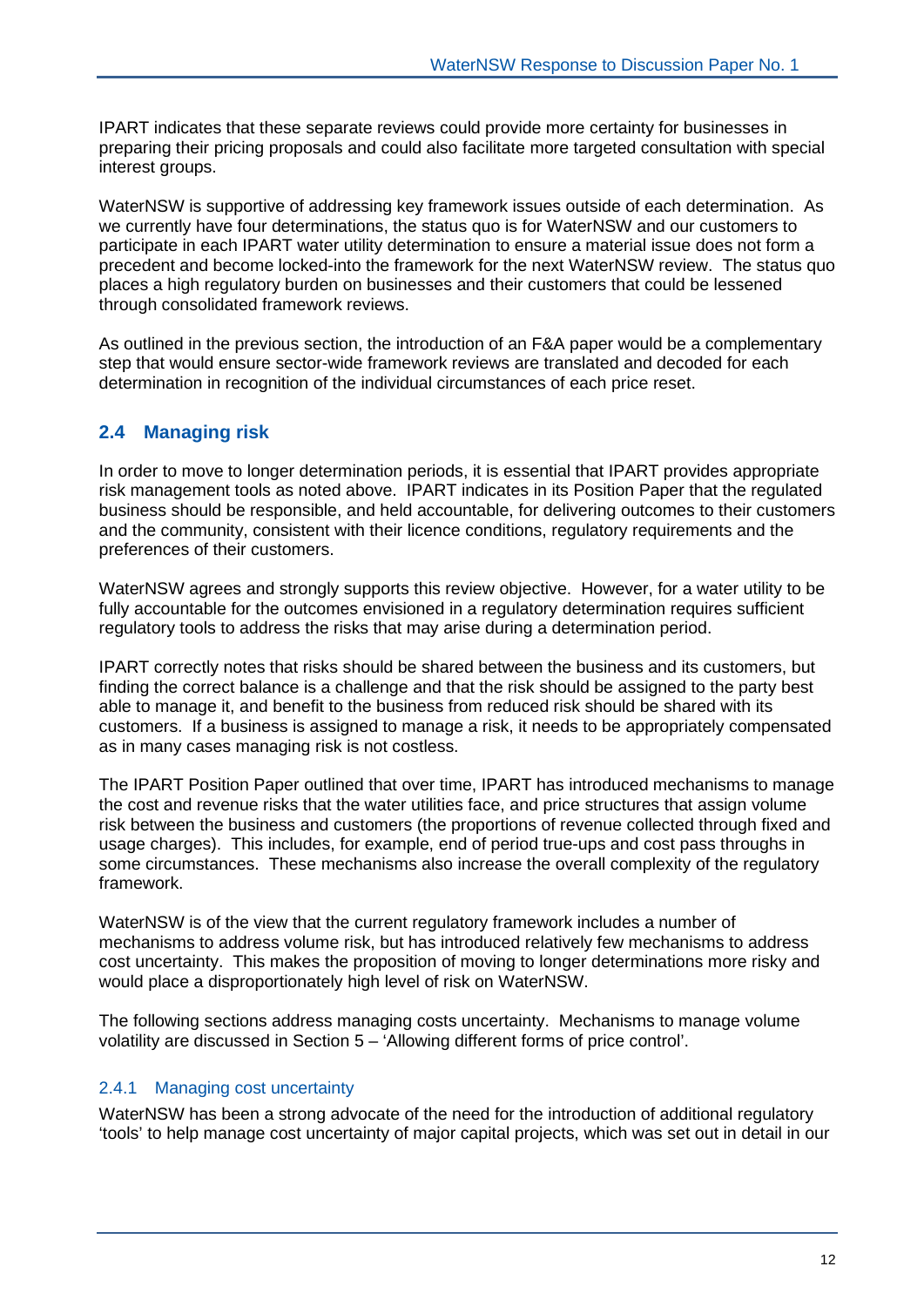IPART indicates that these separate reviews could provide more certainty for businesses in preparing their pricing proposals and could also facilitate more targeted consultation with special interest groups.

WaterNSW is supportive of addressing key framework issues outside of each determination. As we currently have four determinations, the status quo is for WaterNSW and our customers to participate in each IPART water utility determination to ensure a material issue does not form a precedent and become locked-into the framework for the next WaterNSW review. The status quo places a high regulatory burden on businesses and their customers that could be lessened through consolidated framework reviews.

As outlined in the previous section, the introduction of an F&A paper would be a complementary step that would ensure sector-wide framework reviews are translated and decoded for each determination in recognition of the individual circumstances of each price reset.

## 2.4 Managing risk

In order to move to longer determination periods, it is essential that IPART provides appropriate risk management tools as noted above. IPART indicates in its Position Paper that the regulated business should be responsible, and held accountable, for delivering outcomes to their customers and the community, consistent with their licence conditions, regulatory requirements and the preferences of their customers.

WaterNSW agrees and strongly supports this review objective. However, for a water utility to be fully accountable for the outcomes envisioned in a regulatory determination requires sufficient regulatory tools to address the risks that may arise during a determination period.

IPART correctly notes that risks should be shared between the business and its customers, but finding the correct balance is a challenge and that the risk should be assigned to the party best able to manage it, and benefit to the business from reduced risk should be shared with its customers. If a business is assigned to manage a risk, it needs to be appropriately compensated as in many cases managing risk is not costless.

The IPART Position Paper outlined that over time, IPART has introduced mechanisms to manage the cost and revenue risks that the water utilities face, and price structures that assign volume risk between the business and customers (the proportions of revenue collected through fixed and usage charges). This includes, for example, end of period true-ups and cost pass throughs in some circumstances. These mechanisms also increase the overall complexity of the regulatory framework.

WaterNSW is of the view that the current regulatory framework includes a number of mechanisms to address volume risk, but has introduced relatively few mechanisms to address cost uncertainty. This makes the proposition of moving to longer determinations more risky and would place a disproportionately high level of risk on WaterNSW.

The following sections address managing costs uncertainty. Mechanisms to manage volume volatility are discussed in Section 5 – 'Allowing different forms of price control'.

### 2.4.1 Managing cost uncertainty

WaterNSW has been a strong advocate of the need for the introduction of additional regulatory 'tools' to help manage cost uncertainty of major capital projects, which was set out in detail in our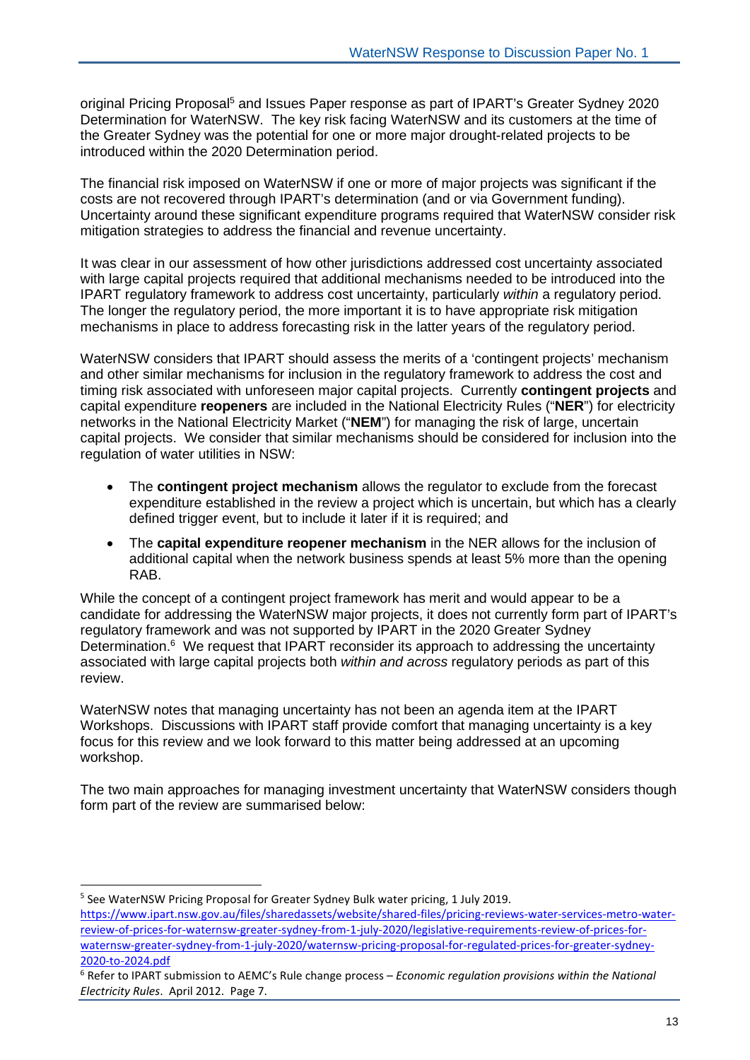original Pricing Proposal[5] and Issues Paper response as part of IPART's Greater Sydney 2020 Determination for WaterNSW. The key risk facing WaterNSW and its customers at the time of the Greater Sydney was the potential for one or more major drought-related projects to be introduced within the 2020 Determination period.

The financial risk imposed on WaterNSW if one or more of major projects was significant if the costs are not recovered through IPART's determination (and or via Government funding). Uncertainty around these significant expenditure programs required that WaterNSW consider risk mitigation strategies to address the financial and revenue uncertainty.

It was clear in our assessment of how other jurisdictions addressed cost uncertainty associated with large capital projects required that additional mechanisms needed to be introduced into the IPART regulatory framework to address cost uncertainty, particularly *within* a regulatory period. The longer the regulatory period, the more important it is to have appropriate risk mitigation mechanisms in place to address forecasting risk in the latter years of the regulatory period.

WaterNSW considers that IPART should assess the merits of a 'contingent projects' mechanism and other similar mechanisms for inclusion in the regulatory framework to address the cost and timing risk associated with unforeseen major capital projects. Currently **contingent projects** and capital expenditure **reopeners** are included in the National Electricity Rules ("**NER**") for electricity networks in the National Electricity Market ("**NEM**") for managing the risk of large, uncertain capital projects. We consider that similar mechanisms should be considered for inclusion into the regulation of water utilities in NSW:

- The **contingent project mechanism** allows the regulator to exclude from the forecast expenditure established in the review a project which is uncertain, but which has a clearly defined trigger event, but to include it later if it is required; and
- The **capital expenditure reopener mechanism** in the NER allows for the inclusion of additional capital when the network business spends at least 5% more than the opening RAB.

While the concept of a contingent project framework has merit and would appear to be a candidate for addressing the WaterNSW major projects, it does not currently form part of IPART's regulatory framework and was not supported by IPART in the 2020 Greater Sydney Determination.[6] We request that IPART reconsider its approach to addressing the uncertainty associated with large capital projects both *within and across* regulatory periods as part of this review.

WaterNSW notes that managing uncertainty has not been an agenda item at the IPART Workshops. Discussions with IPART staff provide comfort that managing uncertainty is a key focus for this review and we look forward to this matter being addressed at an upcoming workshop.

The two main approaches for managing investment uncertainty that WaterNSW considers though form part of the review are summarised below:

---

[5] See WaterNSW Pricing Proposal for Greater Sydney Bulk water pricing, 1 July 2019. https://www.ipart.nsw.gov.au/files/sharedassets/website/shared-files/pricing-reviews-water-services-metro-water-review-of-prices-for-waternsw-greater-sydney-from-1-july-2020/legislative-requirements-review-of-prices-for-waternsw-greater-sydney-from-1-july-2020/waternsw-pricing-proposal-for-regulated-prices-for-greater-sydney-2020-to-2024.pdf

[6] Refer to IPART submission to AEMC's Rule change process – *Economic regulation provisions within the National Electricity Rules*. April 2012. Page 7.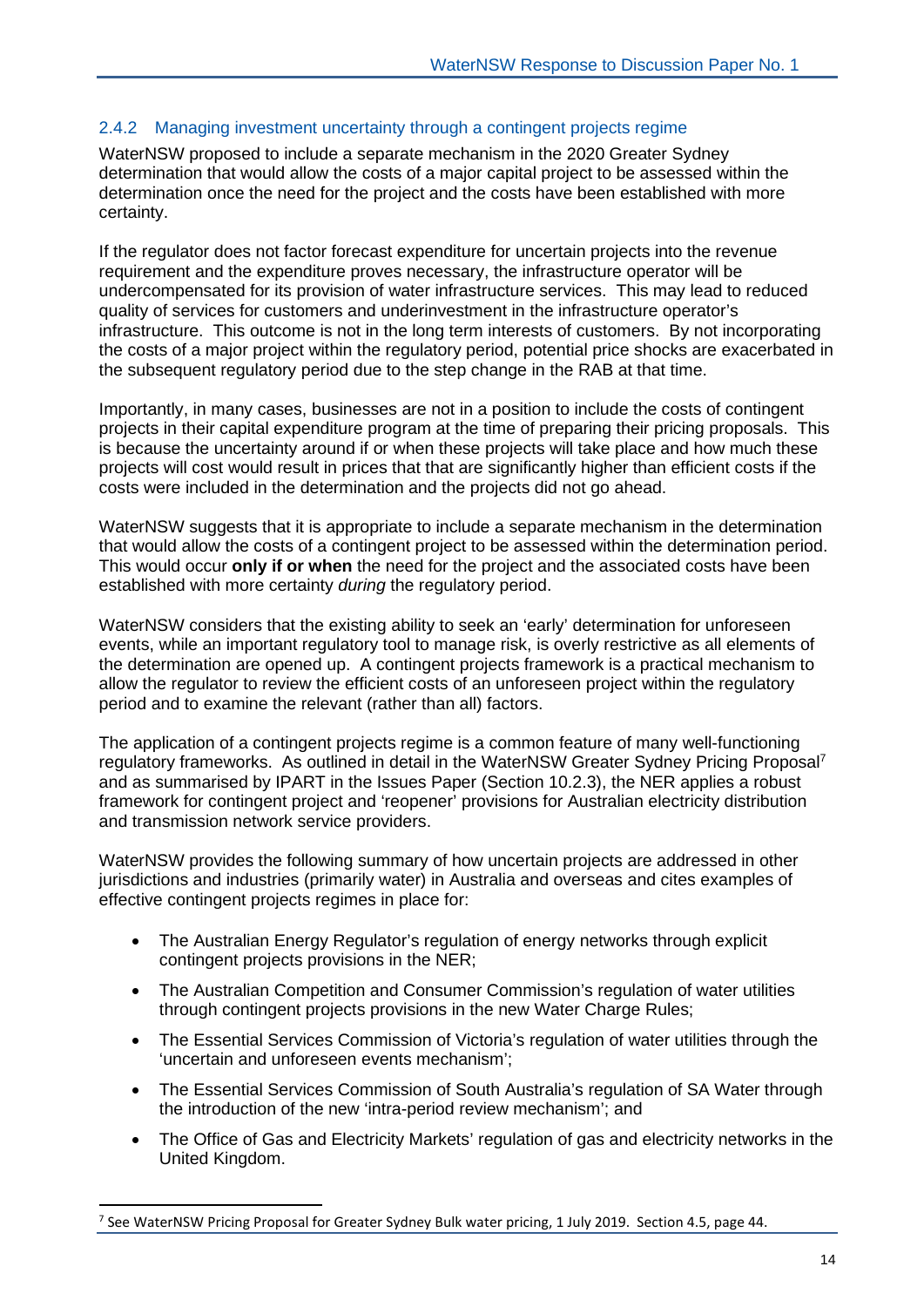### 2.4.2 Managing investment uncertainty through a contingent projects regime

WaterNSW proposed to include a separate mechanism in the 2020 Greater Sydney determination that would allow the costs of a major capital project to be assessed within the determination once the need for the project and the costs have been established with more certainty.

If the regulator does not factor forecast expenditure for uncertain projects into the revenue requirement and the expenditure proves necessary, the infrastructure operator will be undercompensated for its provision of water infrastructure services. This may lead to reduced quality of services for customers and underinvestment in the infrastructure operator's infrastructure. This outcome is not in the long term interests of customers. By not incorporating the costs of a major project within the regulatory period, potential price shocks are exacerbated in the subsequent regulatory period due to the step change in the RAB at that time.

Importantly, in many cases, businesses are not in a position to include the costs of contingent projects in their capital expenditure program at the time of preparing their pricing proposals. This is because the uncertainty around if or when these projects will take place and how much these projects will cost would result in prices that that are significantly higher than efficient costs if the costs were included in the determination and the projects did not go ahead.

WaterNSW suggests that it is appropriate to include a separate mechanism in the determination that would allow the costs of a contingent project to be assessed within the determination period. This would occur **only if or when** the need for the project and the associated costs have been established with more certainty *during* the regulatory period.

WaterNSW considers that the existing ability to seek an 'early' determination for unforeseen events, while an important regulatory tool to manage risk, is overly restrictive as all elements of the determination are opened up. A contingent projects framework is a practical mechanism to allow the regulator to review the efficient costs of an unforeseen project within the regulatory period and to examine the relevant (rather than all) factors.

The application of a contingent projects regime is a common feature of many well-functioning regulatory frameworks. As outlined in detail in the WaterNSW Greater Sydney Pricing Proposal[7] and as summarised by IPART in the Issues Paper (Section 10.2.3), the NER applies a robust framework for contingent project and 'reopener' provisions for Australian electricity distribution and transmission network service providers.

WaterNSW provides the following summary of how uncertain projects are addressed in other jurisdictions and industries (primarily water) in Australia and overseas and cites examples of effective contingent projects regimes in place for:

- The Australian Energy Regulator's regulation of energy networks through explicit contingent projects provisions in the NER;
- The Australian Competition and Consumer Commission's regulation of water utilities through contingent projects provisions in the new Water Charge Rules;
- The Essential Services Commission of Victoria's regulation of water utilities through the 'uncertain and unforeseen events mechanism';
- The Essential Services Commission of South Australia's regulation of SA Water through the introduction of the new 'intra-period review mechanism'; and
- The Office of Gas and Electricity Markets' regulation of gas and electricity networks in the United Kingdom.

[7] See WaterNSW Pricing Proposal for Greater Sydney Bulk water pricing, 1 July 2019. Section 4.5, page 44.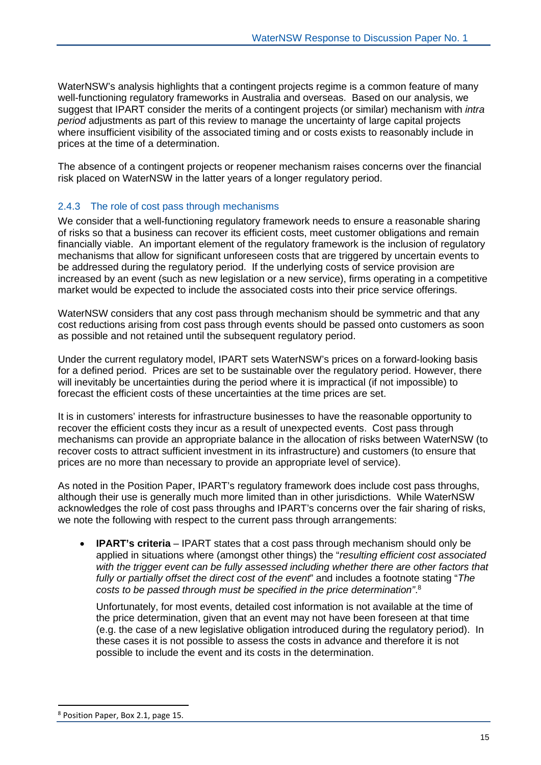WaterNSW's analysis highlights that a contingent projects regime is a common feature of many well-functioning regulatory frameworks in Australia and overseas. Based on our analysis, we suggest that IPART consider the merits of a contingent projects (or similar) mechanism with *intra period* adjustments as part of this review to manage the uncertainty of large capital projects where insufficient visibility of the associated timing and or costs exists to reasonably include in prices at the time of a determination.

The absence of a contingent projects or reopener mechanism raises concerns over the financial risk placed on WaterNSW in the latter years of a longer regulatory period.

### 2.4.3 The role of cost pass through mechanisms

We consider that a well-functioning regulatory framework needs to ensure a reasonable sharing of risks so that a business can recover its efficient costs, meet customer obligations and remain financially viable. An important element of the regulatory framework is the inclusion of regulatory mechanisms that allow for significant unforeseen costs that are triggered by uncertain events to be addressed during the regulatory period. If the underlying costs of service provision are increased by an event (such as new legislation or a new service), firms operating in a competitive market would be expected to include the associated costs into their price service offerings.

WaterNSW considers that any cost pass through mechanism should be symmetric and that any cost reductions arising from cost pass through events should be passed onto customers as soon as possible and not retained until the subsequent regulatory period.

Under the current regulatory model, IPART sets WaterNSW's prices on a forward-looking basis for a defined period. Prices are set to be sustainable over the regulatory period. However, there will inevitably be uncertainties during the period where it is impractical (if not impossible) to forecast the efficient costs of these uncertainties at the time prices are set.

It is in customers' interests for infrastructure businesses to have the reasonable opportunity to recover the efficient costs they incur as a result of unexpected events. Cost pass through mechanisms can provide an appropriate balance in the allocation of risks between WaterNSW (to recover costs to attract sufficient investment in its infrastructure) and customers (to ensure that prices are no more than necessary to provide an appropriate level of service).

As noted in the Position Paper, IPART's regulatory framework does include cost pass throughs, although their use is generally much more limited than in other jurisdictions. While WaterNSW acknowledges the role of cost pass throughs and IPART's concerns over the fair sharing of risks, we note the following with respect to the current pass through arrangements:

- **IPART's criteria** – IPART states that a cost pass through mechanism should only be applied in situations where (amongst other things) the "*resulting efficient cost associated with the trigger event can be fully assessed including whether there are other factors that fully or partially offset the direct cost of the event*" and includes a footnote stating "*The costs to be passed through must be specified in the price determination"*.[8]

  Unfortunately, for most events, detailed cost information is not available at the time of the price determination, given that an event may not have been foreseen at that time (e.g. the case of a new legislative obligation introduced during the regulatory period). In these cases it is not possible to assess the costs in advance and therefore it is not possible to include the event and its costs in the determination.

[8] Position Paper, Box 2.1, page 15.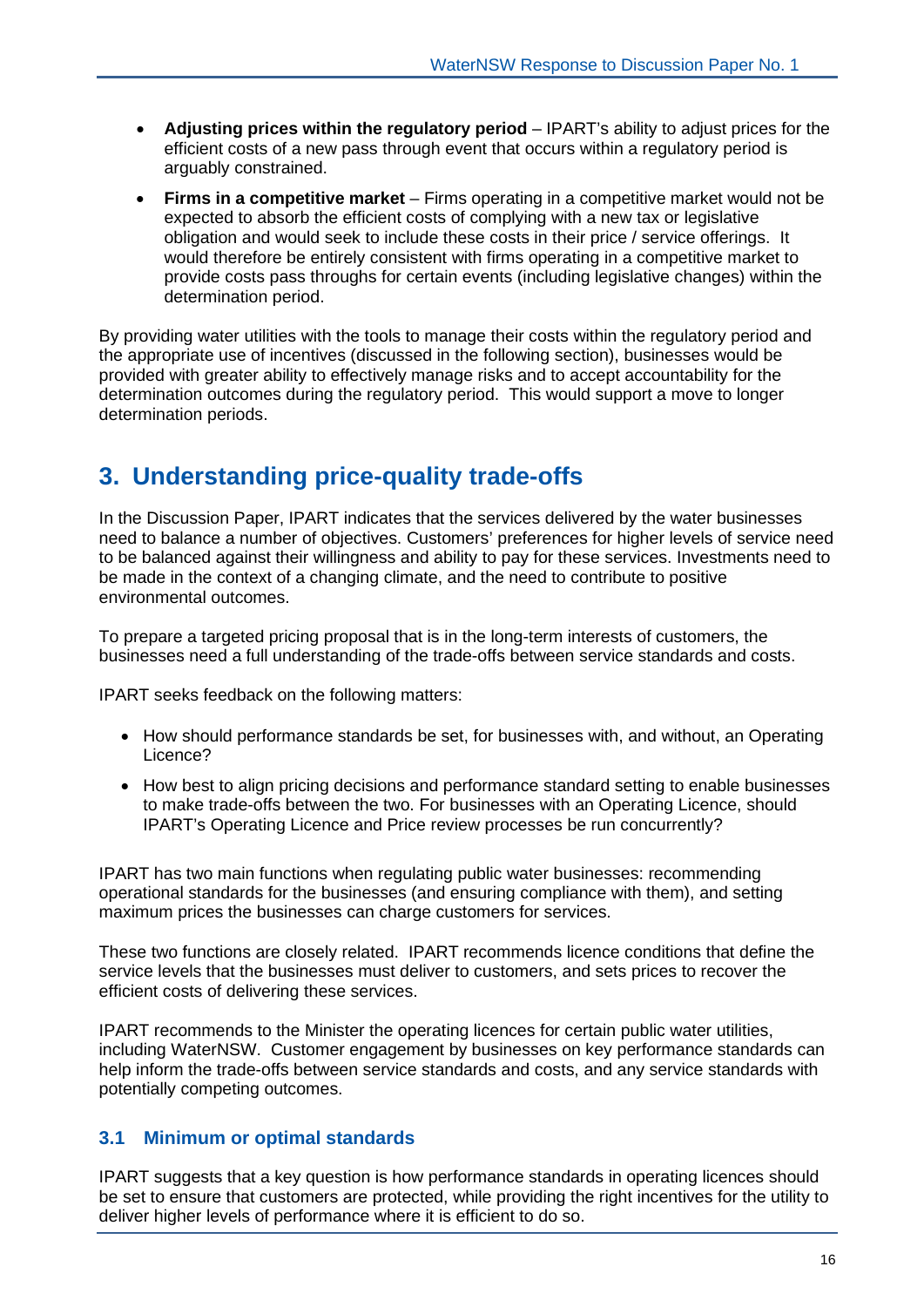- **Adjusting prices within the regulatory period** – IPART's ability to adjust prices for the efficient costs of a new pass through event that occurs within a regulatory period is arguably constrained.
- **Firms in a competitive market** – Firms operating in a competitive market would not be expected to absorb the efficient costs of complying with a new tax or legislative obligation and would seek to include these costs in their price / service offerings. It would therefore be entirely consistent with firms operating in a competitive market to provide costs pass throughs for certain events (including legislative changes) within the determination period.

By providing water utilities with the tools to manage their costs within the regulatory period and the appropriate use of incentives (discussed in the following section), businesses would be provided with greater ability to effectively manage risks and to accept accountability for the determination outcomes during the regulatory period. This would support a move to longer determination periods.

# 3. Understanding price-quality trade-offs

In the Discussion Paper, IPART indicates that the services delivered by the water businesses need to balance a number of objectives. Customers' preferences for higher levels of service need to be balanced against their willingness and ability to pay for these services. Investments need to be made in the context of a changing climate, and the need to contribute to positive environmental outcomes.

To prepare a targeted pricing proposal that is in the long-term interests of customers, the businesses need a full understanding of the trade-offs between service standards and costs.

IPART seeks feedback on the following matters:

- How should performance standards be set, for businesses with, and without, an Operating Licence?
- How best to align pricing decisions and performance standard setting to enable businesses to make trade-offs between the two. For businesses with an Operating Licence, should IPART's Operating Licence and Price review processes be run concurrently?

IPART has two main functions when regulating public water businesses: recommending operational standards for the businesses (and ensuring compliance with them), and setting maximum prices the businesses can charge customers for services.

These two functions are closely related. IPART recommends licence conditions that define the service levels that the businesses must deliver to customers, and sets prices to recover the efficient costs of delivering these services.

IPART recommends to the Minister the operating licences for certain public water utilities, including WaterNSW. Customer engagement by businesses on key performance standards can help inform the trade-offs between service standards and costs, and any service standards with potentially competing outcomes.

## 3.1 Minimum or optimal standards

IPART suggests that a key question is how performance standards in operating licences should be set to ensure that customers are protected, while providing the right incentives for the utility to deliver higher levels of performance where it is efficient to do so.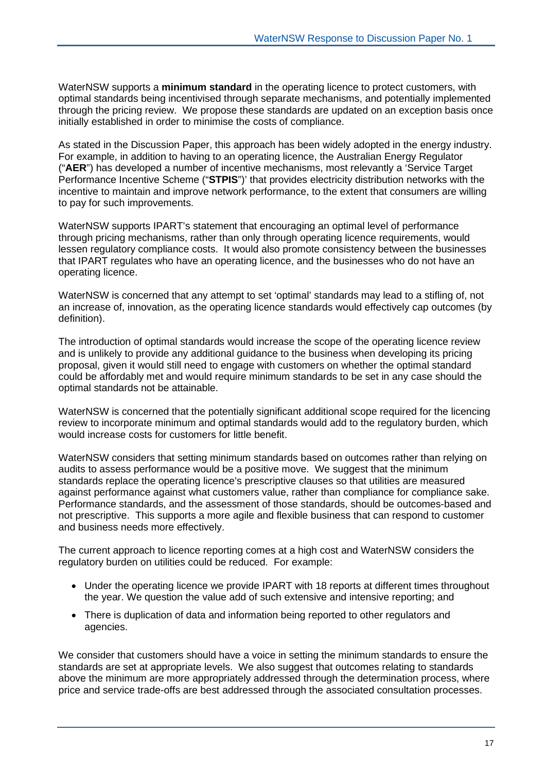WaterNSW supports a **minimum standard** in the operating licence to protect customers, with optimal standards being incentivised through separate mechanisms, and potentially implemented through the pricing review. We propose these standards are updated on an exception basis once initially established in order to minimise the costs of compliance.

As stated in the Discussion Paper, this approach has been widely adopted in the energy industry. For example, in addition to having to an operating licence, the Australian Energy Regulator ("**AER**") has developed a number of incentive mechanisms, most relevantly a 'Service Target Performance Incentive Scheme ("**STPIS**")' that provides electricity distribution networks with the incentive to maintain and improve network performance, to the extent that consumers are willing to pay for such improvements.

WaterNSW supports IPART's statement that encouraging an optimal level of performance through pricing mechanisms, rather than only through operating licence requirements, would lessen regulatory compliance costs. It would also promote consistency between the businesses that IPART regulates who have an operating licence, and the businesses who do not have an operating licence.

WaterNSW is concerned that any attempt to set 'optimal' standards may lead to a stifling of, not an increase of, innovation, as the operating licence standards would effectively cap outcomes (by definition).

The introduction of optimal standards would increase the scope of the operating licence review and is unlikely to provide any additional guidance to the business when developing its pricing proposal, given it would still need to engage with customers on whether the optimal standard could be affordably met and would require minimum standards to be set in any case should the optimal standards not be attainable.

WaterNSW is concerned that the potentially significant additional scope required for the licencing review to incorporate minimum and optimal standards would add to the regulatory burden, which would increase costs for customers for little benefit.

WaterNSW considers that setting minimum standards based on outcomes rather than relying on audits to assess performance would be a positive move. We suggest that the minimum standards replace the operating licence's prescriptive clauses so that utilities are measured against performance against what customers value, rather than compliance for compliance sake. Performance standards, and the assessment of those standards, should be outcomes-based and not prescriptive. This supports a more agile and flexible business that can respond to customer and business needs more effectively.

The current approach to licence reporting comes at a high cost and WaterNSW considers the regulatory burden on utilities could be reduced. For example:

- Under the operating licence we provide IPART with 18 reports at different times throughout the year. We question the value add of such extensive and intensive reporting; and
- There is duplication of data and information being reported to other regulators and agencies.

We consider that customers should have a voice in setting the minimum standards to ensure the standards are set at appropriate levels. We also suggest that outcomes relating to standards above the minimum are more appropriately addressed through the determination process, where price and service trade-offs are best addressed through the associated consultation processes.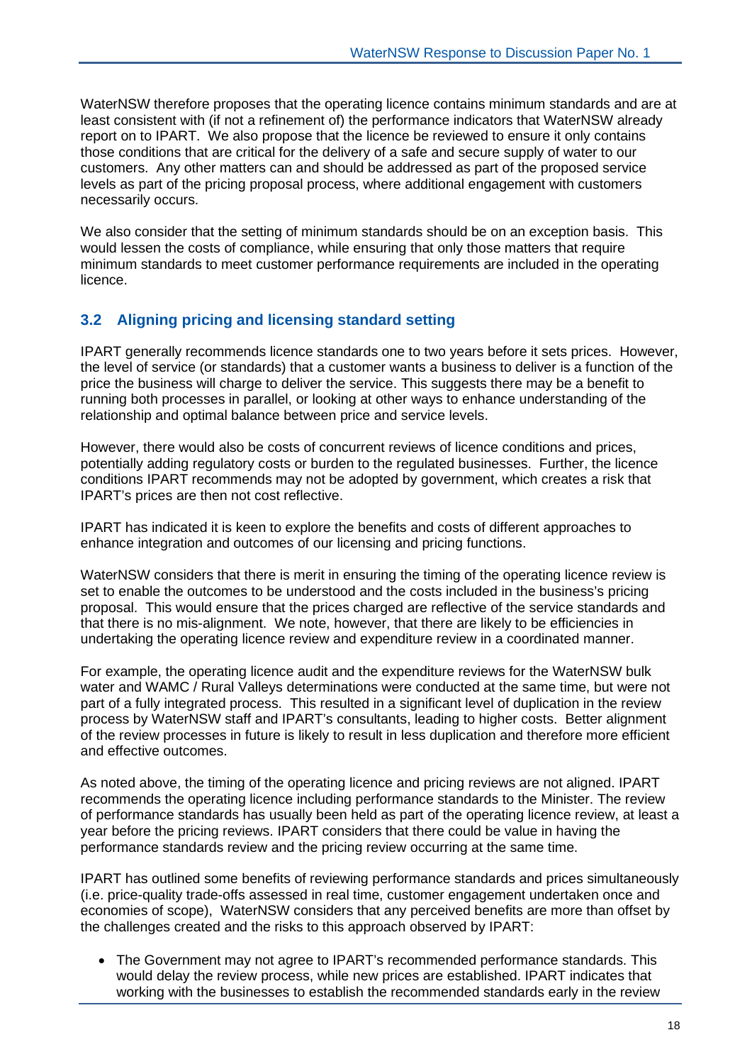WaterNSW therefore proposes that the operating licence contains minimum standards and are at least consistent with (if not a refinement of) the performance indicators that WaterNSW already report on to IPART. We also propose that the licence be reviewed to ensure it only contains those conditions that are critical for the delivery of a safe and secure supply of water to our customers. Any other matters can and should be addressed as part of the proposed service levels as part of the pricing proposal process, where additional engagement with customers necessarily occurs.

We also consider that the setting of minimum standards should be on an exception basis. This would lessen the costs of compliance, while ensuring that only those matters that require minimum standards to meet customer performance requirements are included in the operating licence.

## 3.2 Aligning pricing and licensing standard setting

IPART generally recommends licence standards one to two years before it sets prices. However, the level of service (or standards) that a customer wants a business to deliver is a function of the price the business will charge to deliver the service. This suggests there may be a benefit to running both processes in parallel, or looking at other ways to enhance understanding of the relationship and optimal balance between price and service levels.

However, there would also be costs of concurrent reviews of licence conditions and prices, potentially adding regulatory costs or burden to the regulated businesses. Further, the licence conditions IPART recommends may not be adopted by government, which creates a risk that IPART's prices are then not cost reflective.

IPART has indicated it is keen to explore the benefits and costs of different approaches to enhance integration and outcomes of our licensing and pricing functions.

WaterNSW considers that there is merit in ensuring the timing of the operating licence review is set to enable the outcomes to be understood and the costs included in the business's pricing proposal. This would ensure that the prices charged are reflective of the service standards and that there is no mis-alignment. We note, however, that there are likely to be efficiencies in undertaking the operating licence review and expenditure review in a coordinated manner.

For example, the operating licence audit and the expenditure reviews for the WaterNSW bulk water and WAMC / Rural Valleys determinations were conducted at the same time, but were not part of a fully integrated process. This resulted in a significant level of duplication in the review process by WaterNSW staff and IPART's consultants, leading to higher costs. Better alignment of the review processes in future is likely to result in less duplication and therefore more efficient and effective outcomes.

As noted above, the timing of the operating licence and pricing reviews are not aligned. IPART recommends the operating licence including performance standards to the Minister. The review of performance standards has usually been held as part of the operating licence review, at least a year before the pricing reviews. IPART considers that there could be value in having the performance standards review and the pricing review occurring at the same time.

IPART has outlined some benefits of reviewing performance standards and prices simultaneously (i.e. price-quality trade-offs assessed in real time, customer engagement undertaken once and economies of scope), WaterNSW considers that any perceived benefits are more than offset by the challenges created and the risks to this approach observed by IPART:

- The Government may not agree to IPART's recommended performance standards. This would delay the review process, while new prices are established. IPART indicates that working with the businesses to establish the recommended standards early in the review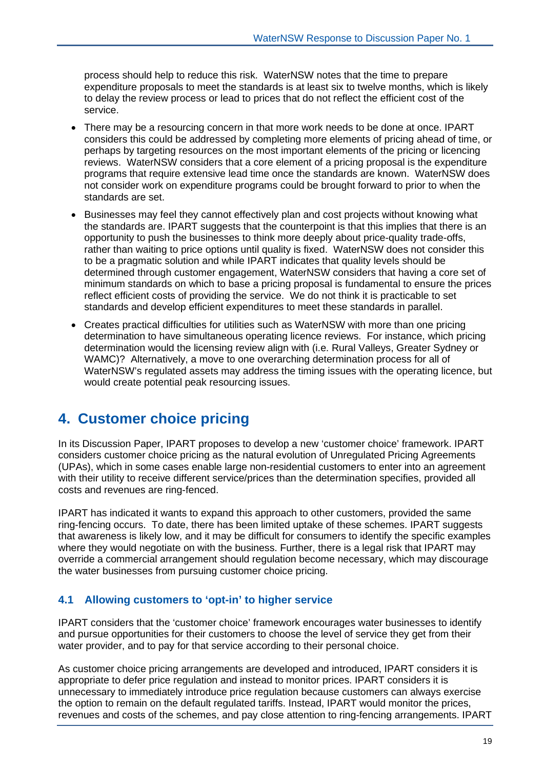process should help to reduce this risk. WaterNSW notes that the time to prepare expenditure proposals to meet the standards is at least six to twelve months, which is likely to delay the review process or lead to prices that do not reflect the efficient cost of the service.

- There may be a resourcing concern in that more work needs to be done at once. IPART considers this could be addressed by completing more elements of pricing ahead of time, or perhaps by targeting resources on the most important elements of the pricing or licencing reviews. WaterNSW considers that a core element of a pricing proposal is the expenditure programs that require extensive lead time once the standards are known. WaterNSW does not consider work on expenditure programs could be brought forward to prior to when the standards are set.
- Businesses may feel they cannot effectively plan and cost projects without knowing what the standards are. IPART suggests that the counterpoint is that this implies that there is an opportunity to push the businesses to think more deeply about price-quality trade-offs, rather than waiting to price options until quality is fixed. WaterNSW does not consider this to be a pragmatic solution and while IPART indicates that quality levels should be determined through customer engagement, WaterNSW considers that having a core set of minimum standards on which to base a pricing proposal is fundamental to ensure the prices reflect efficient costs of providing the service. We do not think it is practicable to set standards and develop efficient expenditures to meet these standards in parallel.
- Creates practical difficulties for utilities such as WaterNSW with more than one pricing determination to have simultaneous operating licence reviews. For instance, which pricing determination would the licensing review align with (i.e. Rural Valleys, Greater Sydney or WAMC)? Alternatively, a move to one overarching determination process for all of WaterNSW's regulated assets may address the timing issues with the operating licence, but would create potential peak resourcing issues.

# 4. Customer choice pricing

In its Discussion Paper, IPART proposes to develop a new 'customer choice' framework. IPART considers customer choice pricing as the natural evolution of Unregulated Pricing Agreements (UPAs), which in some cases enable large non-residential customers to enter into an agreement with their utility to receive different service/prices than the determination specifies, provided all costs and revenues are ring-fenced.

IPART has indicated it wants to expand this approach to other customers, provided the same ring-fencing occurs. To date, there has been limited uptake of these schemes. IPART suggests that awareness is likely low, and it may be difficult for consumers to identify the specific examples where they would negotiate on with the business. Further, there is a legal risk that IPART may override a commercial arrangement should regulation become necessary, which may discourage the water businesses from pursuing customer choice pricing.

## 4.1 Allowing customers to 'opt-in' to higher service

IPART considers that the 'customer choice' framework encourages water businesses to identify and pursue opportunities for their customers to choose the level of service they get from their water provider, and to pay for that service according to their personal choice.

As customer choice pricing arrangements are developed and introduced, IPART considers it is appropriate to defer price regulation and instead to monitor prices. IPART considers it is unnecessary to immediately introduce price regulation because customers can always exercise the option to remain on the default regulated tariffs. Instead, IPART would monitor the prices, revenues and costs of the schemes, and pay close attention to ring-fencing arrangements. IPART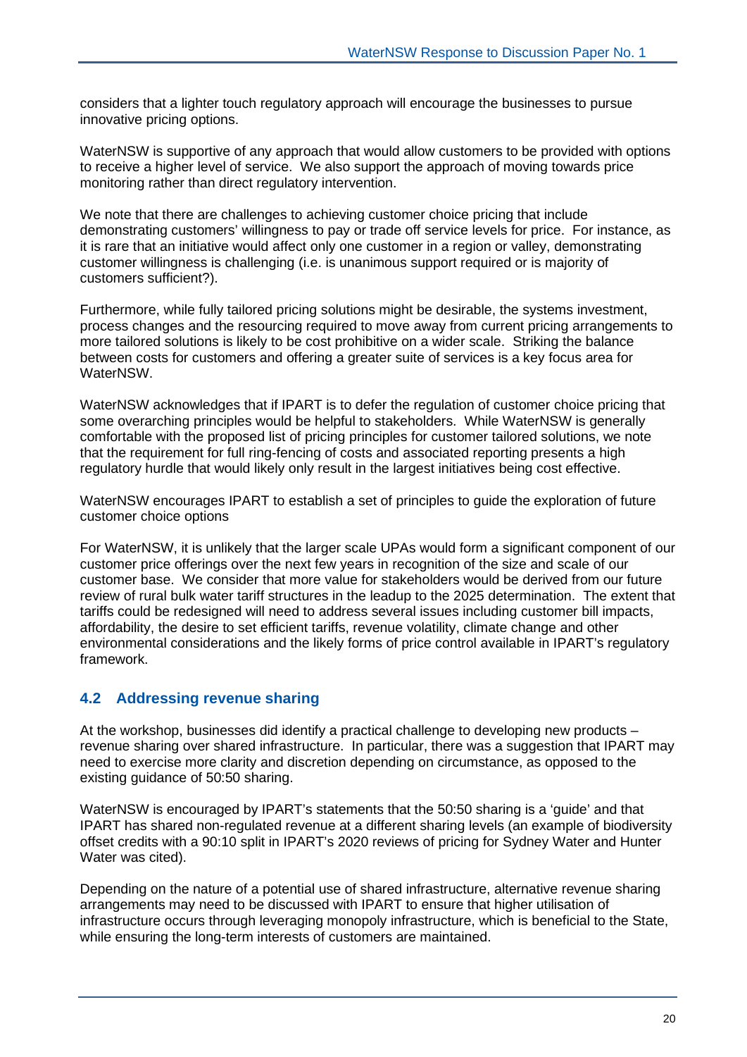considers that a lighter touch regulatory approach will encourage the businesses to pursue innovative pricing options.

WaterNSW is supportive of any approach that would allow customers to be provided with options to receive a higher level of service. We also support the approach of moving towards price monitoring rather than direct regulatory intervention.

We note that there are challenges to achieving customer choice pricing that include demonstrating customers' willingness to pay or trade off service levels for price. For instance, as it is rare that an initiative would affect only one customer in a region or valley, demonstrating customer willingness is challenging (i.e. is unanimous support required or is majority of customers sufficient?).

Furthermore, while fully tailored pricing solutions might be desirable, the systems investment, process changes and the resourcing required to move away from current pricing arrangements to more tailored solutions is likely to be cost prohibitive on a wider scale. Striking the balance between costs for customers and offering a greater suite of services is a key focus area for WaterNSW.

WaterNSW acknowledges that if IPART is to defer the regulation of customer choice pricing that some overarching principles would be helpful to stakeholders. While WaterNSW is generally comfortable with the proposed list of pricing principles for customer tailored solutions, we note that the requirement for full ring-fencing of costs and associated reporting presents a high regulatory hurdle that would likely only result in the largest initiatives being cost effective.

WaterNSW encourages IPART to establish a set of principles to guide the exploration of future customer choice options

For WaterNSW, it is unlikely that the larger scale UPAs would form a significant component of our customer price offerings over the next few years in recognition of the size and scale of our customer base. We consider that more value for stakeholders would be derived from our future review of rural bulk water tariff structures in the leadup to the 2025 determination. The extent that tariffs could be redesigned will need to address several issues including customer bill impacts, affordability, the desire to set efficient tariffs, revenue volatility, climate change and other environmental considerations and the likely forms of price control available in IPART's regulatory framework.

## 4.2 Addressing revenue sharing

At the workshop, businesses did identify a practical challenge to developing new products – revenue sharing over shared infrastructure. In particular, there was a suggestion that IPART may need to exercise more clarity and discretion depending on circumstance, as opposed to the existing guidance of 50:50 sharing.

WaterNSW is encouraged by IPART's statements that the 50:50 sharing is a 'guide' and that IPART has shared non-regulated revenue at a different sharing levels (an example of biodiversity offset credits with a 90:10 split in IPART's 2020 reviews of pricing for Sydney Water and Hunter Water was cited).

Depending on the nature of a potential use of shared infrastructure, alternative revenue sharing arrangements may need to be discussed with IPART to ensure that higher utilisation of infrastructure occurs through leveraging monopoly infrastructure, which is beneficial to the State, while ensuring the long-term interests of customers are maintained.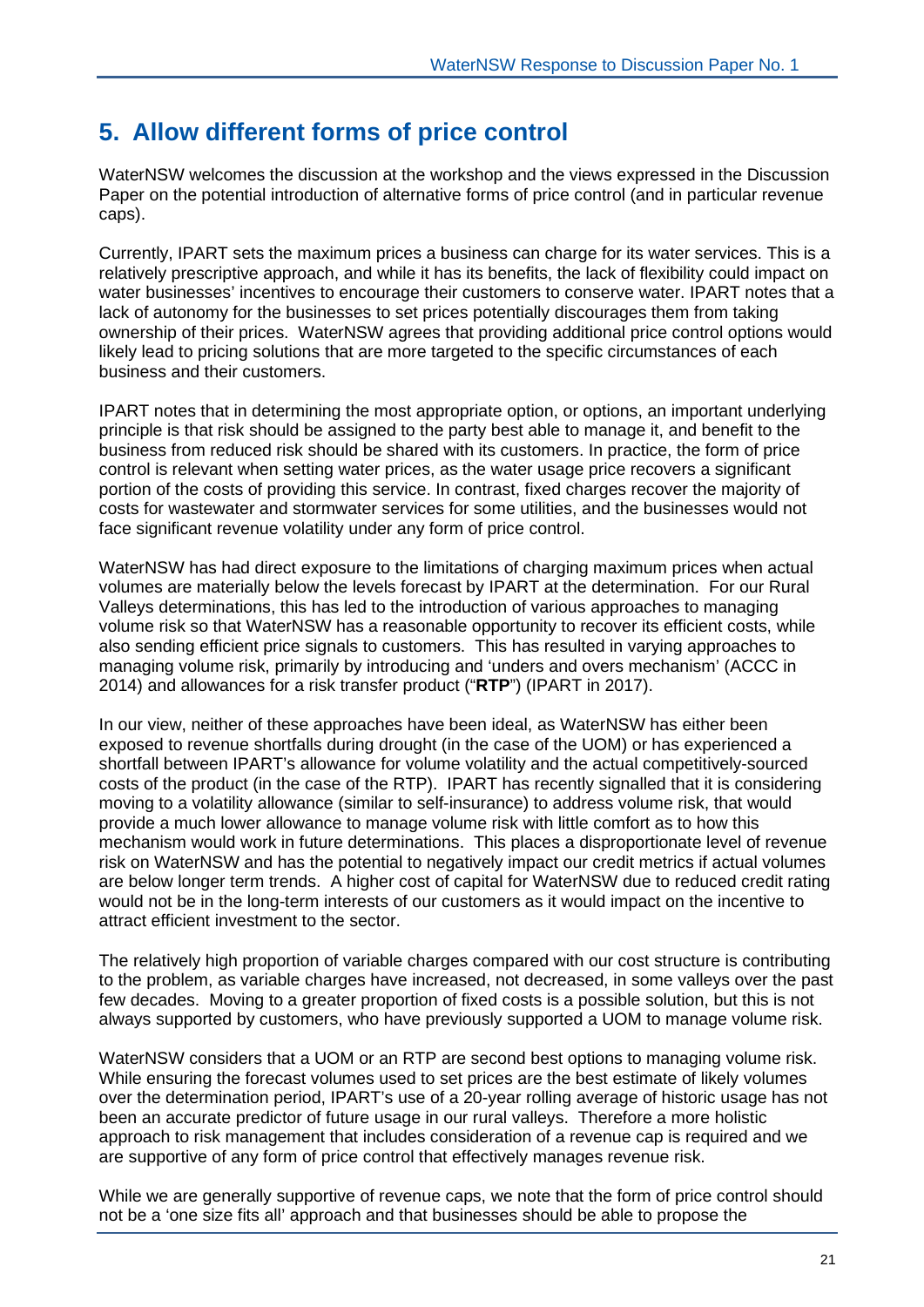## 5. Allow different forms of price control

WaterNSW welcomes the discussion at the workshop and the views expressed in the Discussion Paper on the potential introduction of alternative forms of price control (and in particular revenue caps).

Currently, IPART sets the maximum prices a business can charge for its water services. This is a relatively prescriptive approach, and while it has its benefits, the lack of flexibility could impact on water businesses' incentives to encourage their customers to conserve water. IPART notes that a lack of autonomy for the businesses to set prices potentially discourages them from taking ownership of their prices. WaterNSW agrees that providing additional price control options would likely lead to pricing solutions that are more targeted to the specific circumstances of each business and their customers.

IPART notes that in determining the most appropriate option, or options, an important underlying principle is that risk should be assigned to the party best able to manage it, and benefit to the business from reduced risk should be shared with its customers. In practice, the form of price control is relevant when setting water prices, as the water usage price recovers a significant portion of the costs of providing this service. In contrast, fixed charges recover the majority of costs for wastewater and stormwater services for some utilities, and the businesses would not face significant revenue volatility under any form of price control.

WaterNSW has had direct exposure to the limitations of charging maximum prices when actual volumes are materially below the levels forecast by IPART at the determination. For our Rural Valleys determinations, this has led to the introduction of various approaches to managing volume risk so that WaterNSW has a reasonable opportunity to recover its efficient costs, while also sending efficient price signals to customers. This has resulted in varying approaches to managing volume risk, primarily by introducing and 'unders and overs mechanism' (ACCC in 2014) and allowances for a risk transfer product ("**RTP**") (IPART in 2017).

In our view, neither of these approaches have been ideal, as WaterNSW has either been exposed to revenue shortfalls during drought (in the case of the UOM) or has experienced a shortfall between IPART's allowance for volume volatility and the actual competitively-sourced costs of the product (in the case of the RTP). IPART has recently signalled that it is considering moving to a volatility allowance (similar to self-insurance) to address volume risk, that would provide a much lower allowance to manage volume risk with little comfort as to how this mechanism would work in future determinations. This places a disproportionate level of revenue risk on WaterNSW and has the potential to negatively impact our credit metrics if actual volumes are below longer term trends. A higher cost of capital for WaterNSW due to reduced credit rating would not be in the long-term interests of our customers as it would impact on the incentive to attract efficient investment to the sector.

The relatively high proportion of variable charges compared with our cost structure is contributing to the problem, as variable charges have increased, not decreased, in some valleys over the past few decades. Moving to a greater proportion of fixed costs is a possible solution, but this is not always supported by customers, who have previously supported a UOM to manage volume risk.

WaterNSW considers that a UOM or an RTP are second best options to managing volume risk. While ensuring the forecast volumes used to set prices are the best estimate of likely volumes over the determination period, IPART's use of a 20-year rolling average of historic usage has not been an accurate predictor of future usage in our rural valleys. Therefore a more holistic approach to risk management that includes consideration of a revenue cap is required and we are supportive of any form of price control that effectively manages revenue risk.

While we are generally supportive of revenue caps, we note that the form of price control should not be a 'one size fits all' approach and that businesses should be able to propose the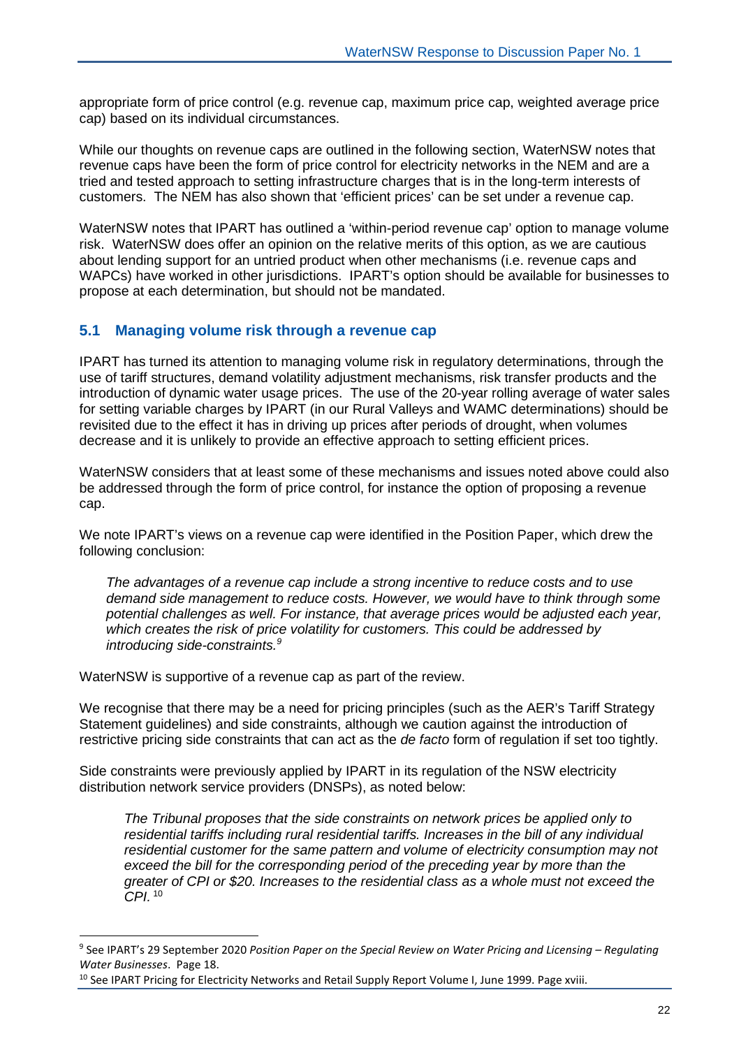appropriate form of price control (e.g. revenue cap, maximum price cap, weighted average price cap) based on its individual circumstances.

While our thoughts on revenue caps are outlined in the following section, WaterNSW notes that revenue caps have been the form of price control for electricity networks in the NEM and are a tried and tested approach to setting infrastructure charges that is in the long-term interests of customers. The NEM has also shown that 'efficient prices' can be set under a revenue cap.

WaterNSW notes that IPART has outlined a 'within-period revenue cap' option to manage volume risk. WaterNSW does offer an opinion on the relative merits of this option, as we are cautious about lending support for an untried product when other mechanisms (i.e. revenue caps and WAPCs) have worked in other jurisdictions. IPART's option should be available for businesses to propose at each determination, but should not be mandated.

## 5.1 Managing volume risk through a revenue cap

IPART has turned its attention to managing volume risk in regulatory determinations, through the use of tariff structures, demand volatility adjustment mechanisms, risk transfer products and the introduction of dynamic water usage prices. The use of the 20-year rolling average of water sales for setting variable charges by IPART (in our Rural Valleys and WAMC determinations) should be revisited due to the effect it has in driving up prices after periods of drought, when volumes decrease and it is unlikely to provide an effective approach to setting efficient prices.

WaterNSW considers that at least some of these mechanisms and issues noted above could also be addressed through the form of price control, for instance the option of proposing a revenue cap.

We note IPART's views on a revenue cap were identified in the Position Paper, which drew the following conclusion:

> *The advantages of a revenue cap include a strong incentive to reduce costs and to use demand side management to reduce costs. However, we would have to think through some potential challenges as well. For instance, that average prices would be adjusted each year, which creates the risk of price volatility for customers. This could be addressed by introducing side-constraints.*[9]

WaterNSW is supportive of a revenue cap as part of the review.

We recognise that there may be a need for pricing principles (such as the AER's Tariff Strategy Statement guidelines) and side constraints, although we caution against the introduction of restrictive pricing side constraints that can act as the *de facto* form of regulation if set too tightly.

Side constraints were previously applied by IPART in its regulation of the NSW electricity distribution network service providers (DNSPs), as noted below:

> *The Tribunal proposes that the side constraints on network prices be applied only to residential tariffs including rural residential tariffs. Increases in the bill of any individual residential customer for the same pattern and volume of electricity consumption may not exceed the bill for the corresponding period of the preceding year by more than the greater of CPI or $20. Increases to the residential class as a whole must not exceed the CPI.* [10]

---

[9] See IPART's 29 September 2020 *Position Paper on the Special Review on Water Pricing and Licensing – Regulating Water Businesses*. Page 18.

[10] See IPART Pricing for Electricity Networks and Retail Supply Report Volume I, June 1999. Page xviii.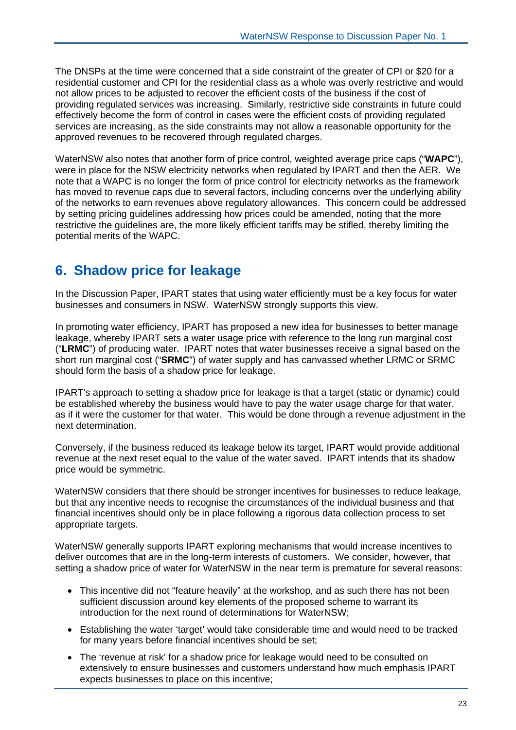The DNSPs at the time were concerned that a side constraint of the greater of CPI or $20 for a residential customer and CPI for the residential class as a whole was overly restrictive and would not allow prices to be adjusted to recover the efficient costs of the business if the cost of providing regulated services was increasing. Similarly, restrictive side constraints in future could effectively become the form of control in cases were the efficient costs of providing regulated services are increasing, as the side constraints may not allow a reasonable opportunity for the approved revenues to be recovered through regulated charges.

WaterNSW also notes that another form of price control, weighted average price caps ("**WAPC**"), were in place for the NSW electricity networks when regulated by IPART and then the AER. We note that a WAPC is no longer the form of price control for electricity networks as the framework has moved to revenue caps due to several factors, including concerns over the underlying ability of the networks to earn revenues above regulatory allowances. This concern could be addressed by setting pricing guidelines addressing how prices could be amended, noting that the more restrictive the guidelines are, the more likely efficient tariffs may be stifled, thereby limiting the potential merits of the WAPC.

## 6. Shadow price for leakage

In the Discussion Paper, IPART states that using water efficiently must be a key focus for water businesses and consumers in NSW. WaterNSW strongly supports this view.

In promoting water efficiency, IPART has proposed a new idea for businesses to better manage leakage, whereby IPART sets a water usage price with reference to the long run marginal cost ("**LRMC**") of producing water. IPART notes that water businesses receive a signal based on the short run marginal cost ("**SRMC**") of water supply and has canvassed whether LRMC or SRMC should form the basis of a shadow price for leakage.

IPART's approach to setting a shadow price for leakage is that a target (static or dynamic) could be established whereby the business would have to pay the water usage charge for that water, as if it were the customer for that water. This would be done through a revenue adjustment in the next determination.

Conversely, if the business reduced its leakage below its target, IPART would provide additional revenue at the next reset equal to the value of the water saved. IPART intends that its shadow price would be symmetric.

WaterNSW considers that there should be stronger incentives for businesses to reduce leakage, but that any incentive needs to recognise the circumstances of the individual business and that financial incentives should only be in place following a rigorous data collection process to set appropriate targets.

WaterNSW generally supports IPART exploring mechanisms that would increase incentives to deliver outcomes that are in the long-term interests of customers. We consider, however, that setting a shadow price of water for WaterNSW in the near term is premature for several reasons:

- This incentive did not "feature heavily" at the workshop, and as such there has not been sufficient discussion around key elements of the proposed scheme to warrant its introduction for the next round of determinations for WaterNSW;
- Establishing the water 'target' would take considerable time and would need to be tracked for many years before financial incentives should be set;
- The 'revenue at risk' for a shadow price for leakage would need to be consulted on extensively to ensure businesses and customers understand how much emphasis IPART expects businesses to place on this incentive;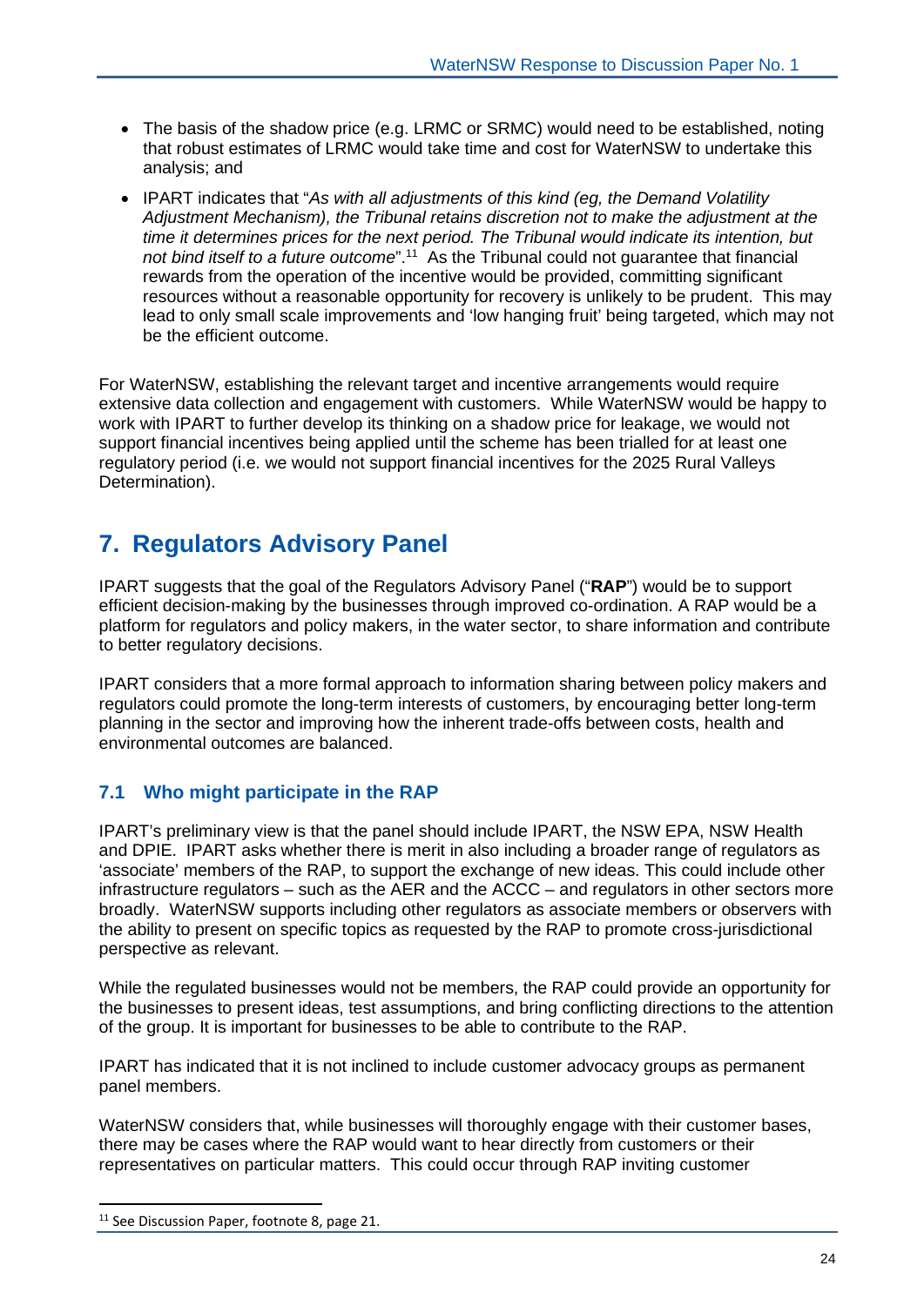- The basis of the shadow price (e.g. LRMC or SRMC) would need to be established, noting that robust estimates of LRMC would take time and cost for WaterNSW to undertake this analysis; and
- IPART indicates that "*As with all adjustments of this kind (eg, the Demand Volatility Adjustment Mechanism), the Tribunal retains discretion not to make the adjustment at the time it determines prices for the next period. The Tribunal would indicate its intention, but not bind itself to a future outcome*".[11] As the Tribunal could not guarantee that financial rewards from the operation of the incentive would be provided, committing significant resources without a reasonable opportunity for recovery is unlikely to be prudent. This may lead to only small scale improvements and 'low hanging fruit' being targeted, which may not be the efficient outcome.

For WaterNSW, establishing the relevant target and incentive arrangements would require extensive data collection and engagement with customers. While WaterNSW would be happy to work with IPART to further develop its thinking on a shadow price for leakage, we would not support financial incentives being applied until the scheme has been trialled for at least one regulatory period (i.e. we would not support financial incentives for the 2025 Rural Valleys Determination).

# 7. Regulators Advisory Panel

IPART suggests that the goal of the Regulators Advisory Panel ("**RAP**") would be to support efficient decision-making by the businesses through improved co-ordination. A RAP would be a platform for regulators and policy makers, in the water sector, to share information and contribute to better regulatory decisions.

IPART considers that a more formal approach to information sharing between policy makers and regulators could promote the long-term interests of customers, by encouraging better long-term planning in the sector and improving how the inherent trade-offs between costs, health and environmental outcomes are balanced.

## 7.1 Who might participate in the RAP

IPART's preliminary view is that the panel should include IPART, the NSW EPA, NSW Health and DPIE. IPART asks whether there is merit in also including a broader range of regulators as 'associate' members of the RAP, to support the exchange of new ideas. This could include other infrastructure regulators – such as the AER and the ACCC – and regulators in other sectors more broadly. WaterNSW supports including other regulators as associate members or observers with the ability to present on specific topics as requested by the RAP to promote cross-jurisdictional perspective as relevant.

While the regulated businesses would not be members, the RAP could provide an opportunity for the businesses to present ideas, test assumptions, and bring conflicting directions to the attention of the group. It is important for businesses to be able to contribute to the RAP.

IPART has indicated that it is not inclined to include customer advocacy groups as permanent panel members.

WaterNSW considers that, while businesses will thoroughly engage with their customer bases, there may be cases where the RAP would want to hear directly from customers or their representatives on particular matters. This could occur through RAP inviting customer

[11] See Discussion Paper, footnote 8, page 21.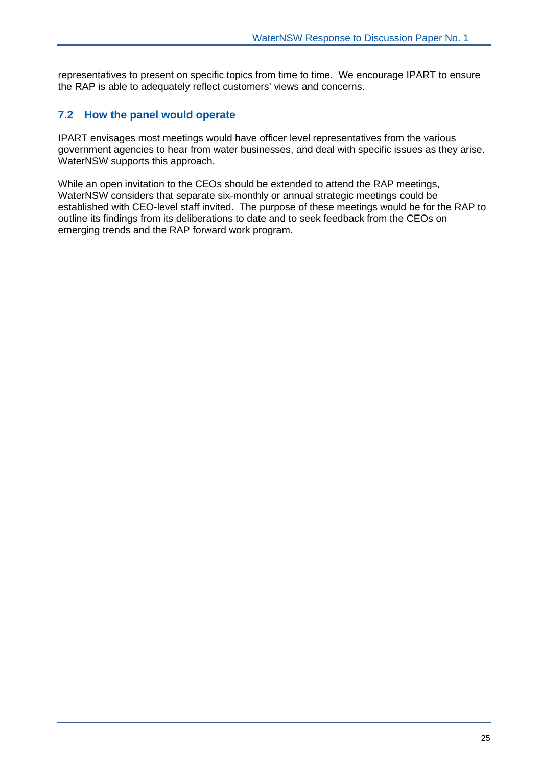representatives to present on specific topics from time to time. We encourage IPART to ensure the RAP is able to adequately reflect customers' views and concerns.

## 7.2 How the panel would operate

IPART envisages most meetings would have officer level representatives from the various government agencies to hear from water businesses, and deal with specific issues as they arise. WaterNSW supports this approach.

While an open invitation to the CEOs should be extended to attend the RAP meetings, WaterNSW considers that separate six-monthly or annual strategic meetings could be established with CEO-level staff invited. The purpose of these meetings would be for the RAP to outline its findings from its deliberations to date and to seek feedback from the CEOs on emerging trends and the RAP forward work program.